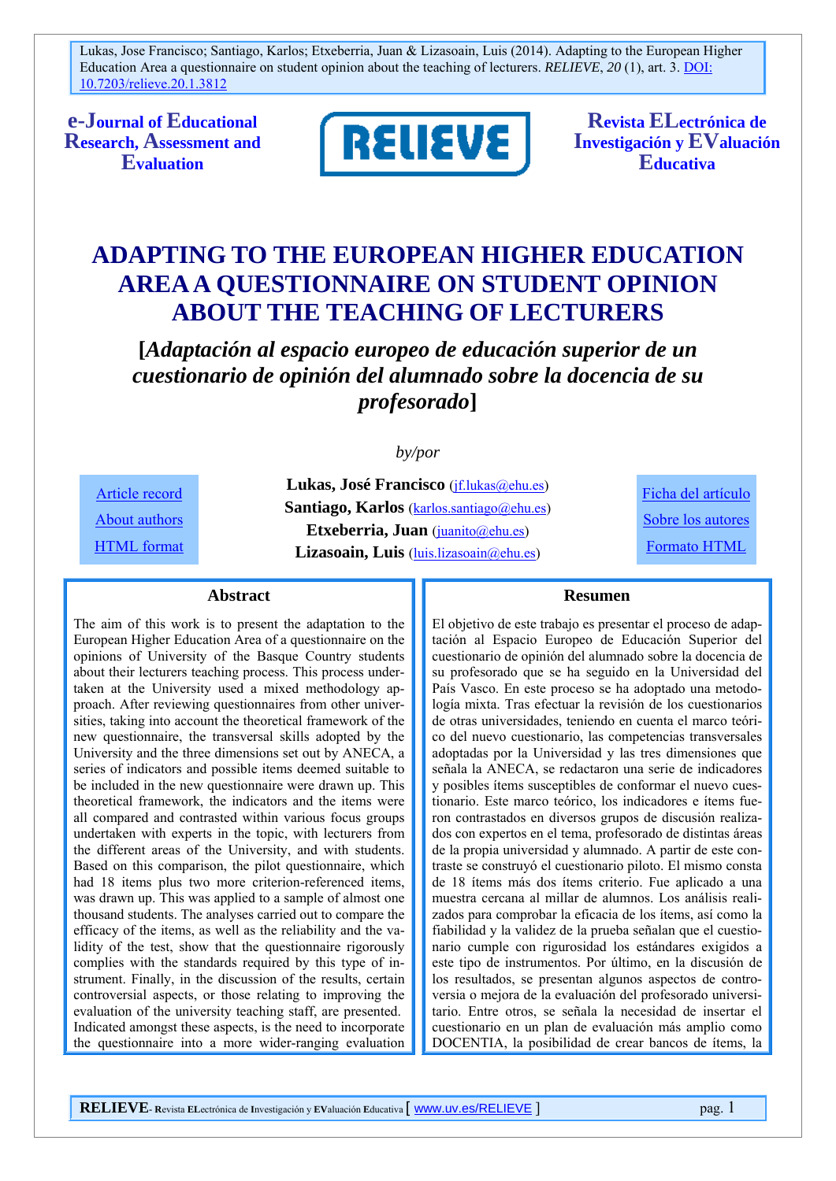Lukas, Jose Francisco; Santiago, Karlos; Etxeberria, Juan & Lizasoain, Luis (2014). Adapting to the European Higher Education Area a questionnaire on student opinion about the teaching of lecturers. *RELIEVE*, *20* (1), art. 3. DOI: 10.7203/relieve.20.1.3812

**e-Journal of Educational Research, Assessment and Evaluation**

**RELIEVE**

**Revista ELectrónica de Investigación y EValuación Educativa**

# ADAPTING TO THE EUROPEAN HIGHER EDUCATION AREA A QUESTIONNAIRE ON STUDENT OPINION ABOUT THE TEACHING OF LECTURERS

## [*Adaptación al espacio europeo de educación superior de un cuestionario de opinión del alumnado sobre la docencia de su profesorado*]

*by/por*

Article record
About authors
HTML format

**Lukas, José Francisco** (jf.lukas@ehu.es)
**Santiago, Karlos** (karlos.santiago@ehu.es)
**Etxeberria, Juan** (juanito@ehu.es)
**Lizasoain, Luis** (luis.lizasoain@ehu.es)

Ficha del artículo
Sobre los autores
Formato HTML

### Abstract

The aim of this work is to present the adaptation to the European Higher Education Area of a questionnaire on the opinions of University of the Basque Country students about their lecturers teaching process. This process undertaken at the University used a mixed methodology approach. After reviewing questionnaires from other universities, taking into account the theoretical framework of the new questionnaire, the transversal skills adopted by the University and the three dimensions set out by ANECA, a series of indicators and possible items deemed suitable to be included in the new questionnaire were drawn up. This theoretical framework, the indicators and the items were all compared and contrasted within various focus groups undertaken with experts in the topic, with lecturers from the different areas of the University, and with students. Based on this comparison, the pilot questionnaire, which had 18 items plus two more criterion-referenced items, was drawn up. This was applied to a sample of almost one thousand students. The analyses carried out to compare the efficacy of the items, as well as the reliability and validity of the test, show that the questionnaire rigorously complies with the standards required by this type of instrument. Finally, in the discussion of the results, certain controversial aspects, or those relating to improving the evaluation of the university teaching staff, are presented. Indicated amongst these aspects, is the need to incorporate the questionnaire into a more wider-ranging evaluation

### Resumen

El objetivo de este trabajo es presentar el proceso de adaptación al Espacio Europeo de Educación Superior del cuestionario de opinión del alumnado sobre la docencia de su profesorado que se ha seguido en la Universidad del País Vasco. En este proceso se ha adoptado una metodología mixta. Tras efectuar la revisión de los cuestionarios de otras universidades, teniendo en cuenta el marco teórico del nuevo cuestionario, las competencias transversales adoptadas por la Universidad y las tres dimensiones que señala la ANECA, se redactaron una serie de indicadores y posibles ítems susceptibles de conformar el nuevo cuestionario. Este marco teórico, los indicadores e ítems fueron contrastados en diversos grupos de discusión realizados con expertos en el tema, profesorado de distintas áreas de la propia universidad y alumnado. A partir de este contraste se construyó el cuestionario piloto. El mismo consta de 18 ítems más dos ítems criterio. Fue aplicado a una muestra cercana al millar de alumnos. Los análisis realizados para comprobar la eficacia de los ítems, así como la fiabilidad y la validez de la prueba señalan que el cuestionario cumple con rigurosidad los estándares exigidos a este tipo de instrumentos. Por último, en la discusión de los resultados, se presentan algunos aspectos de controversia o mejora de la evaluación del profesorado universitario. Entre otros, se señala la necesidad de insertar el cuestionario en un plan de evaluación más amplio como DOCENTIA, la posibilidad de crear bancos de ítems, la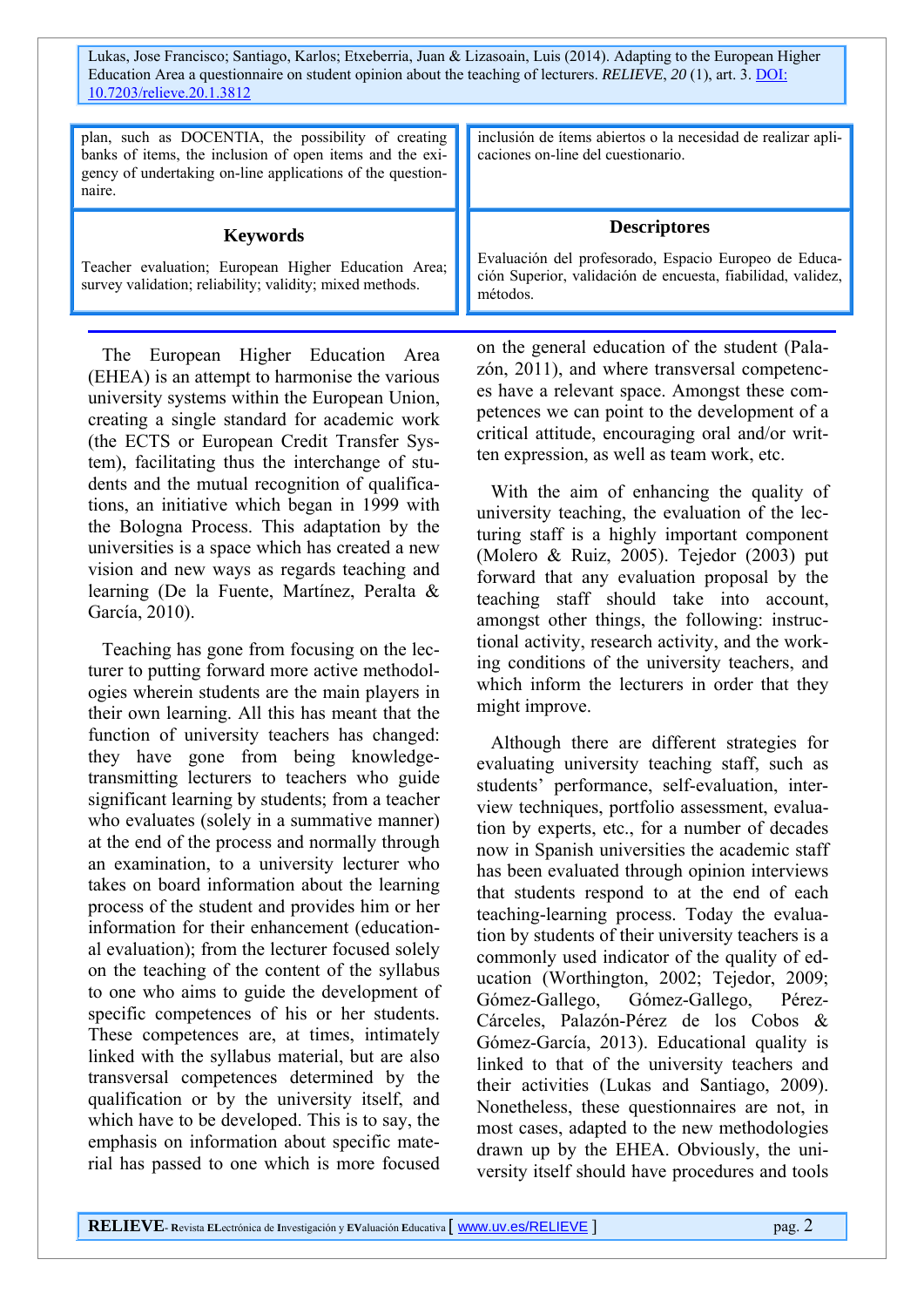plan, such as DOCENTIA, the possibility of creating banks of items, the inclusion of open items and the exigency of undertaking on-line applications of the questionnaire.

inclusión de ítems abiertos o la necesidad de realizar aplicaciones on-line del cuestionario.

### Keywords

Teacher evaluation; European Higher Education Area; survey validation; reliability; validity; mixed methods.

### Descriptores

Evaluación del profesorado, Espacio Europeo de Educación Superior, validación de encuesta, fiabilidad, validez, métodos.

---

The European Higher Education Area (EHEA) is an attempt to harmonise the various university systems within the European Union, creating a single standard for academic work (the ECTS or European Credit Transfer System), facilitating thus the interchange of students and the mutual recognition of qualifications, an initiative which began in 1999 with the Bologna Process. This adaptation by the universities is a space which has created a new vision and new ways as regards teaching and learning (De la Fuente, Martínez, Peralta & García, 2010).

Teaching has gone from focusing on the lecturer to putting forward more active methodologies wherein students are the main players in their own learning. All this has meant that the function of university teachers has changed: they have gone from being knowledge-transmitting lecturers to teachers who guide significant learning by students; from a teacher who evaluates (solely in a summative manner) at the end of the process and normally through an examination, to a university lecturer who takes on board information about the learning process of the student and provides him or her information for their enhancement (educational evaluation); from the lecturer focused solely on the teaching of the content of the syllabus to one who aims to guide the development of specific competences of his or her students. These competences are, at times, intimately linked with the syllabus material, but are also transversal competences determined by the qualification or by the university itself, and which have to be developed. This is to say, the emphasis on information about specific material has passed to one which is more focused on the general education of the student (Palazón, 2011), and where transversal competences have a relevant space. Amongst these competences we can point to the development of a critical attitude, encouraging oral and/or written expression, as well as team work, etc.

With the aim of enhancing the quality of university teaching, the evaluation of the lecturing staff is a highly important component (Molero & Ruiz, 2005). Tejedor (2003) put forward that any evaluation proposal by the teaching staff should take into account, amongst other things, the following: instructional activity, research activity, and the working conditions of the university teachers, and which inform the lecturers in order that they might improve.

Although there are different strategies for evaluating university teaching staff, such as students' performance, self-evaluation, interview techniques, portfolio assessment, evaluation by experts, etc., for a number of decades now in Spanish universities the academic staff has been evaluated through opinion interviews that students respond to at the end of each teaching-learning process. Today the evaluation by students of their university teachers is a commonly used indicator of the quality of education (Worthington, 2002; Tejedor, 2009; Gómez-Gallego, Gómez-Gallego, Pérez-Cárceles, Palazón-Pérez de los Cobos & Gómez-García, 2013). Educational quality is linked to that of the university teachers and their activities (Lukas and Santiago, 2009). Nonetheless, these questionnaires are not, in most cases, adapted to the new methodologies drawn up by the EHEA. Obviously, the university itself should have procedures and tools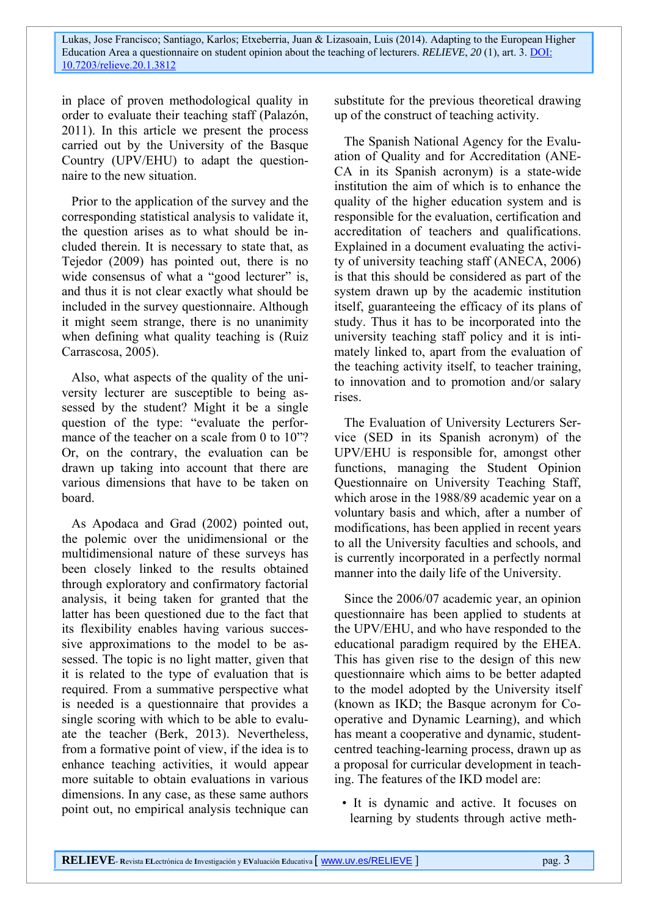in place of proven methodological quality in order to evaluate their teaching staff (Palazón, 2011). In this article we present the process carried out by the University of the Basque Country (UPV/EHU) to adapt the questionnaire to the new situation.

Prior to the application of the survey and the corresponding statistical analysis to validate it, the question arises as to what should be included therein. It is necessary to state that, as Tejedor (2009) has pointed out, there is no wide consensus of what a "good lecturer" is, and thus it is not clear exactly what should be included in the survey questionnaire. Although it might seem strange, there is no unanimity when defining what quality teaching is (Ruiz Carrascosa, 2005).

Also, what aspects of the quality of the university lecturer are susceptible to being assessed by the student? Might it be a single question of the type: "evaluate the performance of the teacher on a scale from 0 to 10"? Or, on the contrary, the evaluation can be drawn up taking into account that there are various dimensions that have to be taken on board.

As Apodaca and Grad (2002) pointed out, the polemic over the unidimensional or the multidimensional nature of these surveys has been closely linked to the results obtained through exploratory and confirmatory factorial analysis, it being taken for granted that the latter has been questioned due to the fact that its flexibility enables having various successive approximations to the model to be assessed. The topic is no light matter, given that it is related to the type of evaluation that is required. From a summative perspective what is needed is a questionnaire that provides a single scoring with which to be able to evaluate the teacher (Berk, 2013). Nevertheless, from a formative point of view, if the idea is to enhance teaching activities, it would appear more suitable to obtain evaluations in various dimensions. In any case, as these same authors point out, no empirical analysis technique can substitute for the previous theoretical drawing up of the construct of teaching activity.

The Spanish National Agency for the Evaluation of Quality and for Accreditation (ANECA in its Spanish acronym) is a state-wide institution the aim of which is to enhance the quality of the higher education system and is responsible for the evaluation, certification and accreditation of teachers and qualifications. Explained in a document evaluating the activity of university teaching staff (ANECA, 2006) is that this should be considered as part of the system drawn up by the academic institution itself, guaranteeing the efficacy of its plans of study. Thus it has to be incorporated into the university teaching staff policy and it is intimately linked to, apart from the evaluation of the teaching activity itself, to teacher training, to innovation and to promotion and/or salary rises.

The Evaluation of University Lecturers Service (SED in its Spanish acronym) of the UPV/EHU is responsible for, amongst other functions, managing the Student Opinion Questionnaire on University Teaching Staff, which arose in the 1988/89 academic year on a voluntary basis and which, after a number of modifications, has been applied in recent years to all the University faculties and schools, and is currently incorporated in a perfectly normal manner into the daily life of the University.

Since the 2006/07 academic year, an opinion questionnaire has been applied to students at the UPV/EHU, and who have responded to the educational paradigm required by the EHEA. This has given rise to the design of this new questionnaire which aims to be better adapted to the model adopted by the University itself (known as IKD; the Basque acronym for Cooperative and Dynamic Learning), and which has meant a cooperative and dynamic, student-centred teaching-learning process, drawn up as a proposal for curricular development in teaching. The features of the IKD model are:

- It is dynamic and active. It focuses on learning by students through active meth-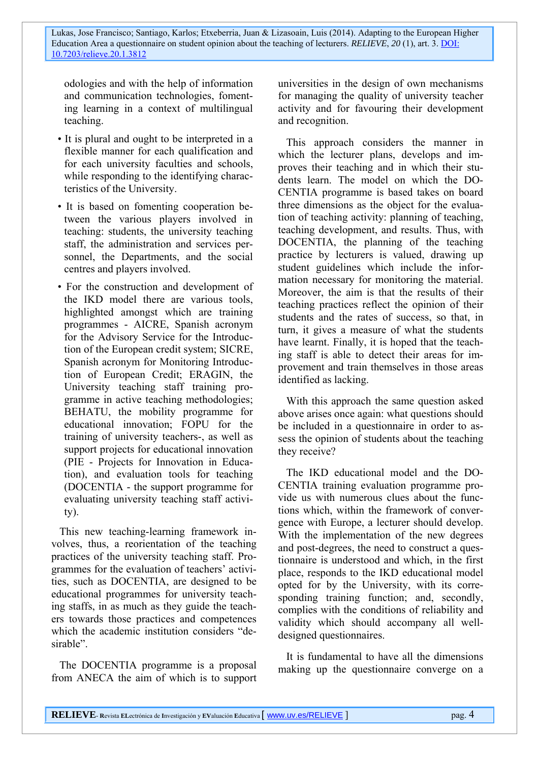odologies and with the help of information and communication technologies, fomenting learning in a context of multilingual teaching.

- It is plural and ought to be interpreted in a flexible manner for each qualification and for each university faculties and schools, while responding to the identifying characteristics of the University.
- It is based on fomenting cooperation between the various players involved in teaching: students, the university teaching staff, the administration and services personnel, the Departments, and the social centres and players involved.
- For the construction and development of the IKD model there are various tools, highlighted amongst which are training programmes - AICRE, Spanish acronym for the Advisory Service for the Introduction of the European credit system; SICRE, Spanish acronym for Monitoring Introduction of European Credit; ERAGIN, the University teaching staff training programme in active teaching methodologies; BEHATU, the mobility programme for educational innovation; FOPU for the training of university teachers-, as well as support projects for educational innovation (PIE - Projects for Innovation in Education), and evaluation tools for teaching (DOCENTIA - the support programme for evaluating university teaching staff activity).

This new teaching-learning framework involves, thus, a reorientation of the teaching practices of the university teaching staff. Programmes for the evaluation of teachers' activities, such as DOCENTIA, are designed to be educational programmes for university teaching staffs, in as much as they guide the teachers towards those practices and competences which the academic institution considers "desirable".

The DOCENTIA programme is a proposal from ANECA the aim of which is to support universities in the design of own mechanisms for managing the quality of university teacher activity and for favouring their development and recognition.

This approach considers the manner in which the lecturer plans, develops and improves their teaching and in which their students learn. The model on which the DOCENTIA programme is based takes on board three dimensions as the object for the evaluation of teaching activity: planning of teaching, teaching development, and results. Thus, with DOCENTIA, the planning of the teaching practice by lecturers is valued, drawing up student guidelines which include the information necessary for monitoring the material. Moreover, the aim is that the results of their teaching practices reflect the opinion of their students and the rates of success, so that, in turn, it gives a measure of what the students have learnt. Finally, it is hoped that the teaching staff is able to detect their areas for improvement and train themselves in those areas identified as lacking.

With this approach the same question asked above arises once again: what questions should be included in a questionnaire in order to assess the opinion of students about the teaching they receive?

The IKD educational model and the DOCENTIA training evaluation programme provide us with numerous clues about the functions which, within the framework of convergence with Europe, a lecturer should develop. With the implementation of the new degrees and post-degrees, the need to construct a questionnaire is understood and which, in the first place, responds to the IKD educational model opted for by the University, with its corresponding training function; and, secondly, complies with the conditions of reliability and validity which should accompany all well-designed questionnaires.

It is fundamental to have all the dimensions making up the questionnaire converge on a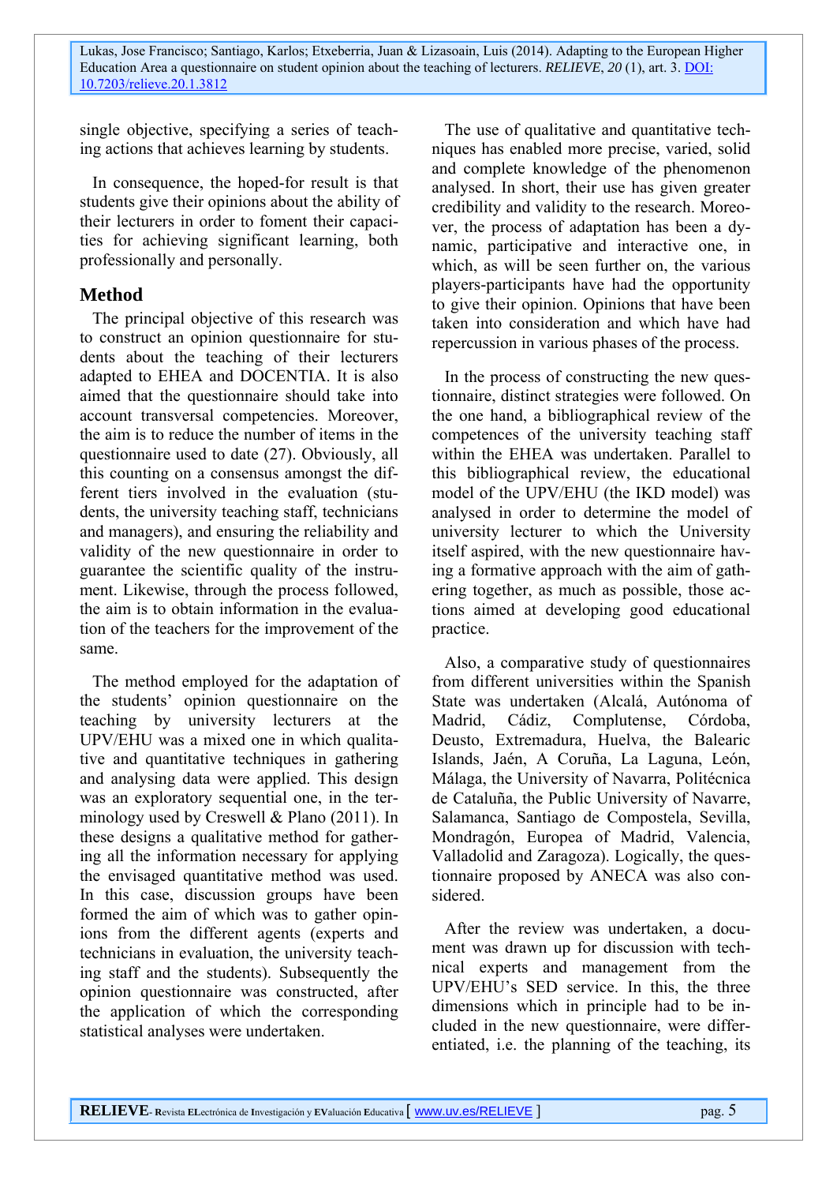single objective, specifying a series of teaching actions that achieves learning by students.

In consequence, the hoped-for result is that students give their opinions about the ability of their lecturers in order to foment their capacities for achieving significant learning, both professionally and personally.

## Method

The principal objective of this research was to construct an opinion questionnaire for students about the teaching of their lecturers adapted to EHEA and DOCENTIA. It is also aimed that the questionnaire should take into account transversal competencies. Moreover, the aim is to reduce the number of items in the questionnaire used to date (27). Obviously, all this counting on a consensus amongst the different tiers involved in the evaluation (students, the university teaching staff, technicians and managers), and ensuring the reliability and validity of the new questionnaire in order to guarantee the scientific quality of the instrument. Likewise, through the process followed, the aim is to obtain information in the evaluation of the teachers for the improvement of the same.

The method employed for the adaptation of the students' opinion questionnaire on the teaching by university lecturers at the UPV/EHU was a mixed one in which qualitative and quantitative techniques in gathering and analysing data were applied. This design was an exploratory sequential one, in the terminology used by Creswell & Plano (2011). In these designs a qualitative method for gathering all the information necessary for applying the envisaged quantitative method was used. In this case, discussion groups have been formed the aim of which was to gather opinions from the different agents (experts and technicians in evaluation, the university teaching staff and the students). Subsequently the opinion questionnaire was constructed, after the application of which the corresponding statistical analyses were undertaken.

The use of qualitative and quantitative techniques has enabled more precise, varied, solid and complete knowledge of the phenomenon analysed. In short, their use has given greater credibility and validity to the research. Moreover, the process of adaptation has been a dynamic, participative and interactive one, in which, as will be seen further on, the various players-participants have had the opportunity to give their opinion. Opinions that have been taken into consideration and which have had repercussion in various phases of the process.

In the process of constructing the new questionnaire, distinct strategies were followed. On the one hand, a bibliographical review of the competences of the university teaching staff within the EHEA was undertaken. Parallel to this bibliographical review, the educational model of the UPV/EHU (the IKD model) was analysed in order to determine the model of university lecturer to which the University itself aspired, with the new questionnaire having a formative approach with the aim of gathering together, as much as possible, those actions aimed at developing good educational practice.

Also, a comparative study of questionnaires from different universities within the Spanish State was undertaken (Alcalá, Autónoma of Madrid, Cádiz, Complutense, Córdoba, Deusto, Extremadura, Huelva, the Balearic Islands, Jaén, A Coruña, La Laguna, León, Málaga, the University of Navarra, Politécnica de Cataluña, the Public University of Navarre, Salamanca, Santiago de Compostela, Sevilla, Mondragón, Europea of Madrid, Valencia, Valladolid and Zaragoza). Logically, the questionnaire proposed by ANECA was also considered.

After the review was undertaken, a document was drawn up for discussion with technical experts and management from the UPV/EHU's SED service. In this, the three dimensions which in principle had to be included in the new questionnaire, were differentiated, i.e. the planning of the teaching, its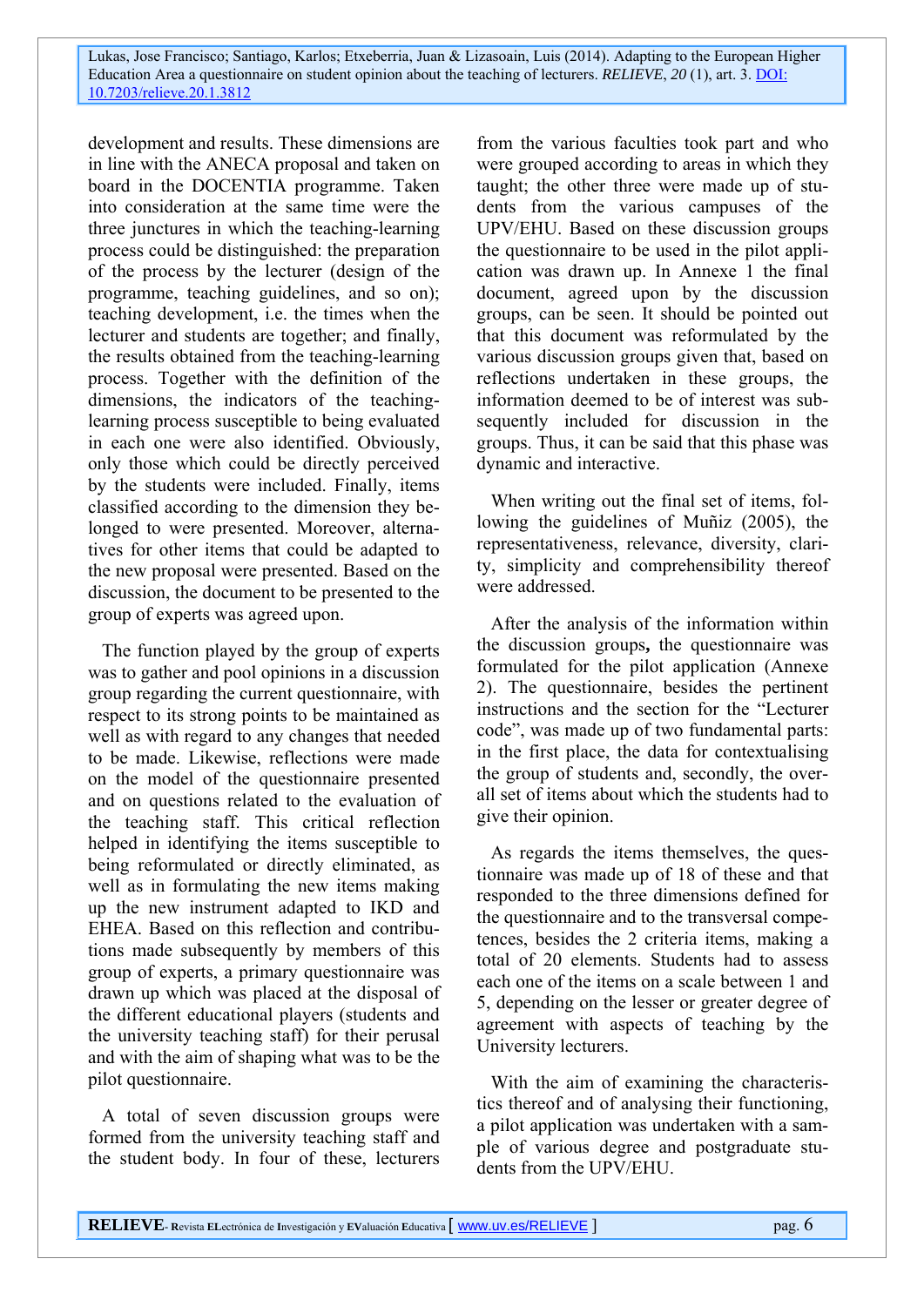development and results. These dimensions are in line with the ANECA proposal and taken on board in the DOCENTIA programme. Taken into consideration at the same time were the three junctures in which the teaching-learning process could be distinguished: the preparation of the process by the lecturer (design of the programme, teaching guidelines, and so on); teaching development, i.e. the times when the lecturer and students are together; and finally, the results obtained from the teaching-learning process. Together with the definition of the dimensions, the indicators of the teaching-learning process susceptible to being evaluated in each one were also identified. Obviously, only those which could be directly perceived by the students were included. Finally, items classified according to the dimension they belonged to were presented. Moreover, alternatives for other items that could be adapted to the new proposal were presented. Based on the discussion, the document to be presented to the group of experts was agreed upon.

The function played by the group of experts was to gather and pool opinions in a discussion group regarding the current questionnaire, with respect to its strong points to be maintained as well as with regard to any changes that needed to be made. Likewise, reflections were made on the model of the questionnaire presented and on questions related to the evaluation of the teaching staff. This critical reflection helped in identifying the items susceptible to being reformulated or directly eliminated, as well as in formulating the new items making up the new instrument adapted to IKD and EHEA. Based on this reflection and contributions made subsequently by members of this group of experts, a primary questionnaire was drawn up which was placed at the disposal of the different educational players (students and the university teaching staff) for their perusal and with the aim of shaping what was to be the pilot questionnaire.

A total of seven discussion groups were formed from the university teaching staff and the student body. In four of these, lecturers from the various faculties took part and who were grouped according to areas in which they taught; the other three were made up of students from the various campuses of the UPV/EHU. Based on these discussion groups the questionnaire to be used in the pilot application was drawn up. In Annexe 1 the final document, agreed upon by the discussion groups, can be seen. It should be pointed out that this document was reformulated by the various discussion groups given that, based on reflections undertaken in these groups, the information deemed to be of interest was subsequently included for discussion in the groups. Thus, it can be said that this phase was dynamic and interactive.

When writing out the final set of items, following the guidelines of Muñiz (2005), the representativeness, relevance, diversity, clarity, simplicity and comprehensibility thereof were addressed.

After the analysis of the information within the discussion groups**,** the questionnaire was formulated for the pilot application (Annexe 2). The questionnaire, besides the pertinent instructions and the section for the “Lecturer code”, was made up of two fundamental parts: in the first place, the data for contextualising the group of students and, secondly, the overall set of items about which the students had to give their opinion.

As regards the items themselves, the questionnaire was made up of 18 of these and that responded to the three dimensions defined for the questionnaire and to the transversal competences, besides the 2 criteria items, making a total of 20 elements. Students had to assess each one of the items on a scale between 1 and 5, depending on the lesser or greater degree of agreement with aspects of teaching by the University lecturers.

With the aim of examining the characteristics thereof and of analysing their functioning, a pilot application was undertaken with a sample of various degree and postgraduate students from the UPV/EHU.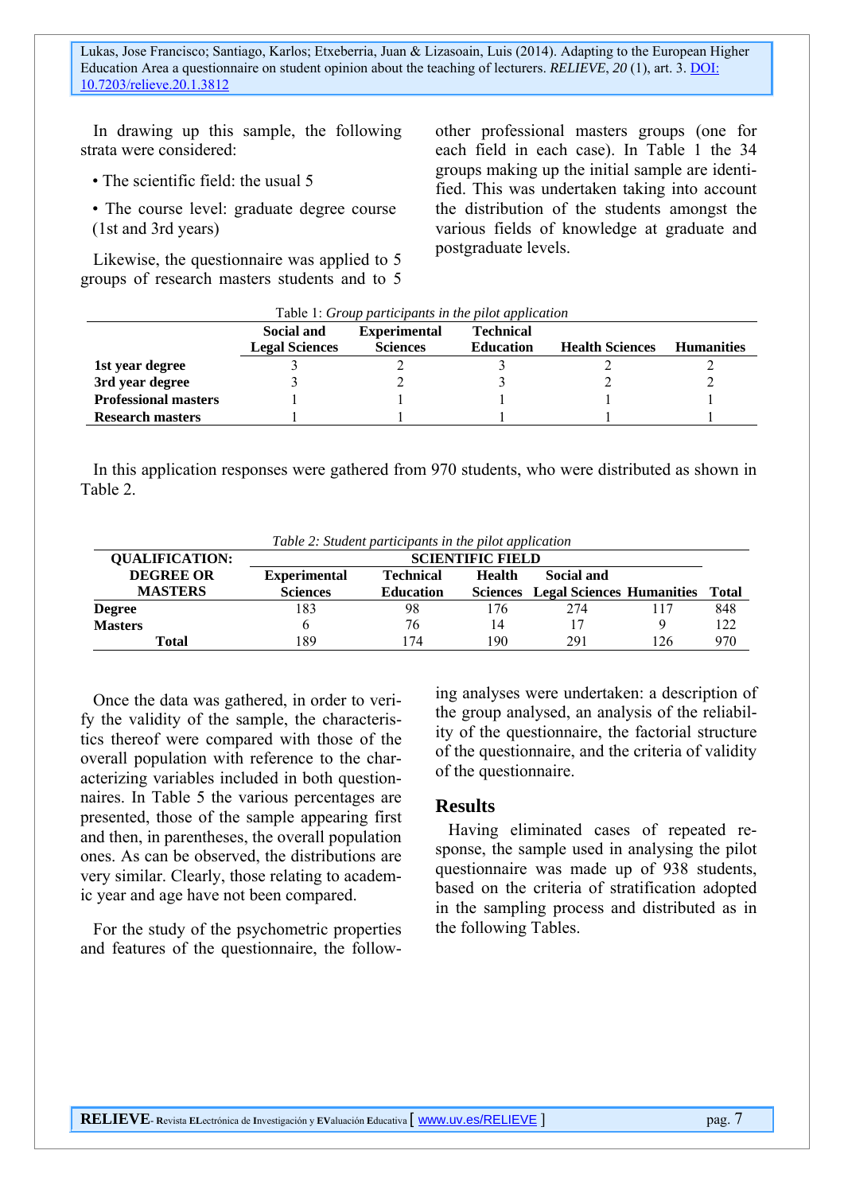In drawing up this sample, the following strata were considered:

- The scientific field: the usual 5
- The course level: graduate degree course (1st and 3rd years)

Likewise, the questionnaire was applied to 5 groups of research masters students and to 5 other professional masters groups (one for each field in each case). In Table 1 the 34 groups making up the initial sample are identified. This was undertaken taking into account the distribution of the students amongst the various fields of knowledge at graduate and postgraduate levels.

Table 1: *Group participants in the pilot application*

| | Social and Legal Sciences | Experimental Sciences | Technical Education | Health Sciences | Humanities |
|---|---|---|---|---|---|
| **1st year degree** | 3 | 2 | 3 | 2 | 2 |
| **3rd year degree** | 3 | 2 | 3 | 2 | 2 |
| **Professional masters** | 1 | 1 | 1 | 1 | 1 |
| **Research masters** | 1 | 1 | 1 | 1 | 1 |

In this application responses were gathered from 970 students, who were distributed as shown in Table 2.

*Table 2: Student participants in the pilot application*

| QUALIFICATION: DEGREE OR MASTERS | SCIENTIFIC FIELD | | | | | |
|---|---|---|---|---|---|---|
| | Experimental Sciences | Technical Education | Health Sciences | Social and Legal Sciences | Humanities | Total |
| **Degree** | 183 | 98 | 176 | 274 | 117 | 848 |
| **Masters** | 6 | 76 | 14 | 17 | 9 | 122 |
| **Total** | 189 | 174 | 190 | 291 | 126 | 970 |

Once the data was gathered, in order to verify the validity of the sample, the characteristics thereof were compared with those of the overall population with reference to the characterizing variables included in both questionnaires. In Table 5 the various percentages are presented, those of the sample appearing first and then, in parentheses, the overall population ones. As can be observed, the distributions are very similar. Clearly, those relating to academic year and age have not been compared.

For the study of the psychometric properties and features of the questionnaire, the following analyses were undertaken: a description of the group analysed, an analysis of the reliability of the questionnaire, the factorial structure of the questionnaire, and the criteria of validity of the questionnaire.

## Results

Having eliminated cases of repeated response, the sample used in analysing the pilot questionnaire was made up of 938 students, based on the criteria of stratification adopted in the sampling process and distributed as in the following Tables.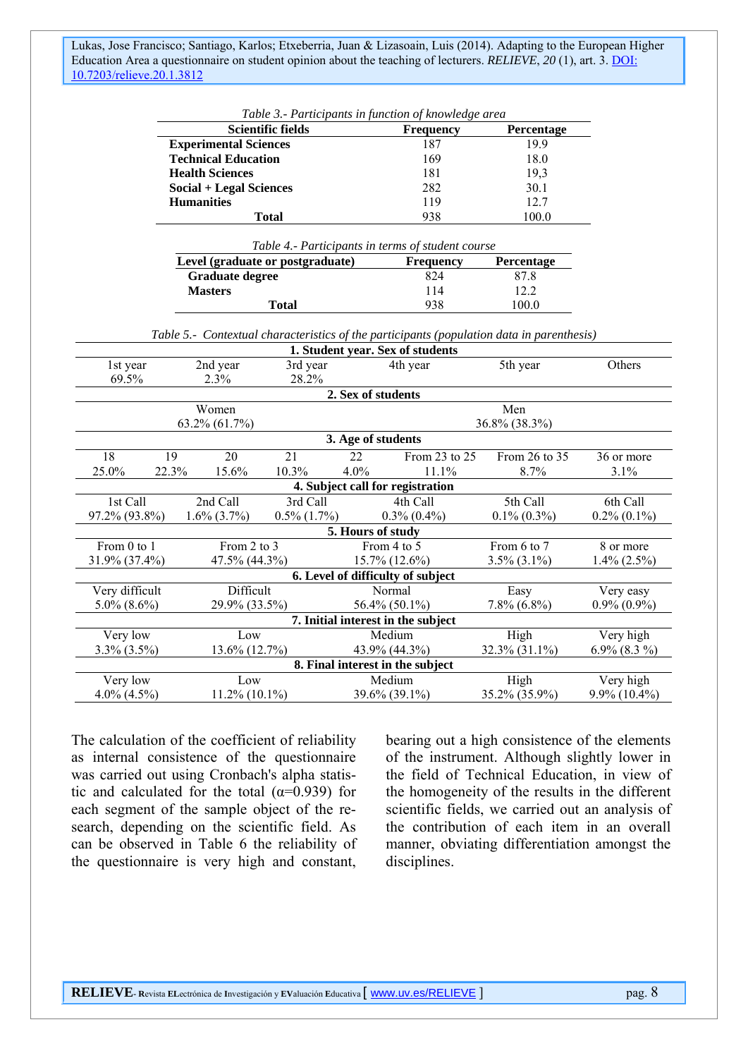*Table 3.- Participants in function of knowledge area*

| Scientific fields | Frequency | Percentage |
|---|---|---|
| **Experimental Sciences** | 187 | 19.9 |
| **Technical Education** | 169 | 18.0 |
| **Health Sciences** | 181 | 19,3 |
| **Social + Legal Sciences** | 282 | 30.1 |
| **Humanities** | 119 | 12.7 |
| **Total** | 938 | 100.0 |

*Table 4.- Participants in terms of student course*

| Level (graduate or postgraduate) | Frequency | Percentage |
|---|---|---|
| **Graduate degree** | 824 | 87.8 |
| **Masters** | 114 | 12.2 |
| **Total** | 938 | 100.0 |

*Table 5.- Contextual characteristics of the participants (population data in parenthesis)*

**1. Student year. Sex of students**

| 1st year | 2nd year | 3rd year | 4th year | 5th year | Others |
|---|---|---|---|---|---|
| 69.5% | 2.3% | 28.2% | | | |

**2. Sex of students**

| Women | Men |
|---|---|
| 63.2% (61.7%) | 36.8% (38.3%) |

**3. Age of students**

| 18 | 19 | 20 | 21 | 22 | From 23 to 25 | From 26 to 35 | 36 or more |
|---|---|---|---|---|---|---|---|
| 25.0% | 22.3% | 15.6% | 10.3% | 4.0% | 11.1% | 8.7% | 3.1% |

**4. Subject call for registration**

| 1st Call | 2nd Call | 3rd Call | 4th Call | 5th Call | 6th Call |
|---|---|---|---|---|---|
| 97.2% (93.8%) | 1.6% (3.7%) | 0.5% (1.7%) | 0.3% (0.4%) | 0.1% (0.3%) | 0.2% (0.1%) |

**5. Hours of study**

| From 0 to 1 | From 2 to 3 | From 4 to 5 | From 6 to 7 | 8 or more |
|---|---|---|---|---|
| 31.9% (37.4%) | 47.5% (44.3%) | 15.7% (12.6%) | 3.5% (3.1%) | 1.4% (2.5%) |

**6. Level of difficulty of subject**

| Very difficult | Difficult | Normal | Easy | Very easy |
|---|---|---|---|---|
| 5.0% (8.6%) | 29.9% (33.5%) | 56.4% (50.1%) | 7.8% (6.8%) | 0.9% (0.9%) |

**7. Initial interest in the subject**

| Very low | Low | Medium | High | Very high |
|---|---|---|---|---|
| 3.3% (3.5%) | 13.6% (12.7%) | 43.9% (44.3%) | 32.3% (31.1%) | 6.9% (8.3 %) |

**8. Final interest in the subject**

| Very low | Low | Medium | High | Very high |
|---|---|---|---|---|
| 4.0% (4.5%) | 11.2% (10.1%) | 39.6% (39.1%) | 35.2% (35.9%) | 9.9% (10.4%) |

The calculation of the coefficient of reliability as internal consistence of the questionnaire was carried out using Cronbach's alpha statistic and calculated for the total ($\alpha$=0.939) for each segment of the sample object of the research, depending on the scientific field. As can be observed in Table 6 the reliability of the questionnaire is very high and constant, bearing out a high consistence of the elements of the instrument. Although slightly lower in the field of Technical Education, in view of the homogeneity of the results in the different scientific fields, we carried out an analysis of the contribution of each item in an overall manner, obviating differentiation amongst the disciplines.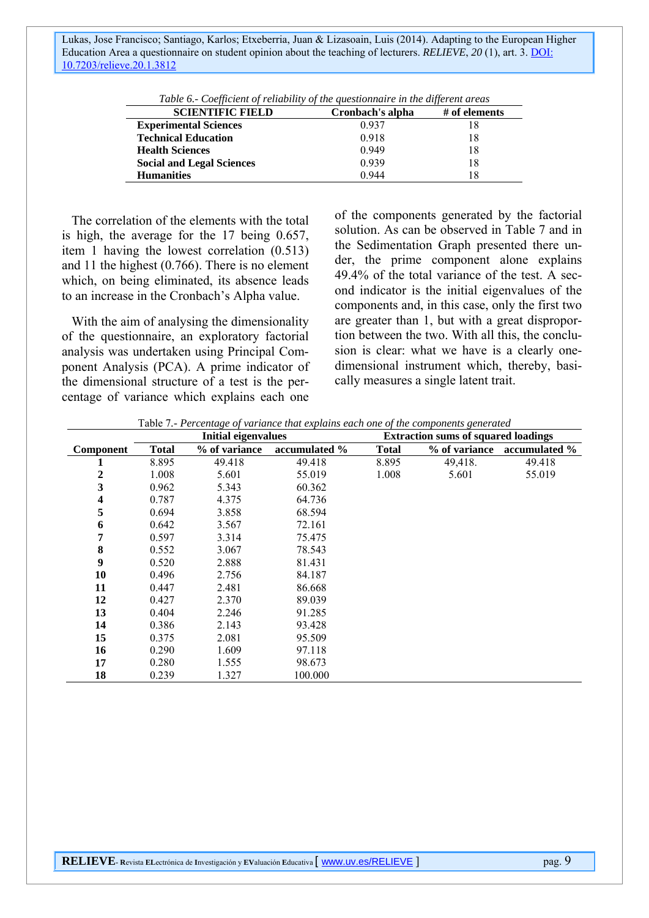*Table 6.- Coefficient of reliability of the questionnaire in the different areas*

| SCIENTIFIC FIELD | Cronbach's alpha | # of elements |
|---|---|---|
| **Experimental Sciences** | 0.937 | 18 |
| **Technical Education** | 0.918 | 18 |
| **Health Sciences** | 0.949 | 18 |
| **Social and Legal Sciences** | 0.939 | 18 |
| **Humanities** | 0.944 | 18 |

The correlation of the elements with the total is high, the average for the 17 being 0.657, item 1 having the lowest correlation (0.513) and 11 the highest (0.766). There is no element which, on being eliminated, its absence leads to an increase in the Cronbach's Alpha value.

With the aim of analysing the dimensionality of the questionnaire, an exploratory factorial analysis was undertaken using Principal Component Analysis (PCA). A prime indicator of the dimensional structure of a test is the percentage of variance which explains each one of the components generated by the factorial solution. As can be observed in Table 7 and in the Sedimentation Graph presented there under, the prime component alone explains 49.4% of the total variance of the test. A second indicator is the initial eigenvalues of the components and, in this case, only the first two are greater than 1, but with a great disproportion between the two. With all this, the conclusion is clear: what we have is a clearly one-dimensional instrument which, thereby, basically measures a single latent trait.

Table 7.- *Percentage of variance that explains each one of the components generated*

| | Initial eigenvalues | | | Extraction sums of squared loadings | | |
|---|---|---|---|---|---|---|
| **Component** | **Total** | **% of variance** | **accumulated %** | **Total** | **% of variance** | **accumulated %** |
| **1** | 8.895 | 49.418 | 49.418 | 8.895 | 49,418. | 49.418 |
| **2** | 1.008 | 5.601 | 55.019 | 1.008 | 5.601 | 55.019 |
| **3** | 0.962 | 5.343 | 60.362 | | | |
| **4** | 0.787 | 4.375 | 64.736 | | | |
| **5** | 0.694 | 3.858 | 68.594 | | | |
| **6** | 0.642 | 3.567 | 72.161 | | | |
| **7** | 0.597 | 3.314 | 75.475 | | | |
| **8** | 0.552 | 3.067 | 78.543 | | | |
| **9** | 0.520 | 2.888 | 81.431 | | | |
| **10** | 0.496 | 2.756 | 84.187 | | | |
| **11** | 0.447 | 2.481 | 86.668 | | | |
| **12** | 0.427 | 2.370 | 89.039 | | | |
| **13** | 0.404 | 2.246 | 91.285 | | | |
| **14** | 0.386 | 2.143 | 93.428 | | | |
| **15** | 0.375 | 2.081 | 95.509 | | | |
| **16** | 0.290 | 1.609 | 97.118 | | | |
| **17** | 0.280 | 1.555 | 98.673 | | | |
| **18** | 0.239 | 1.327 | 100.000 | | | |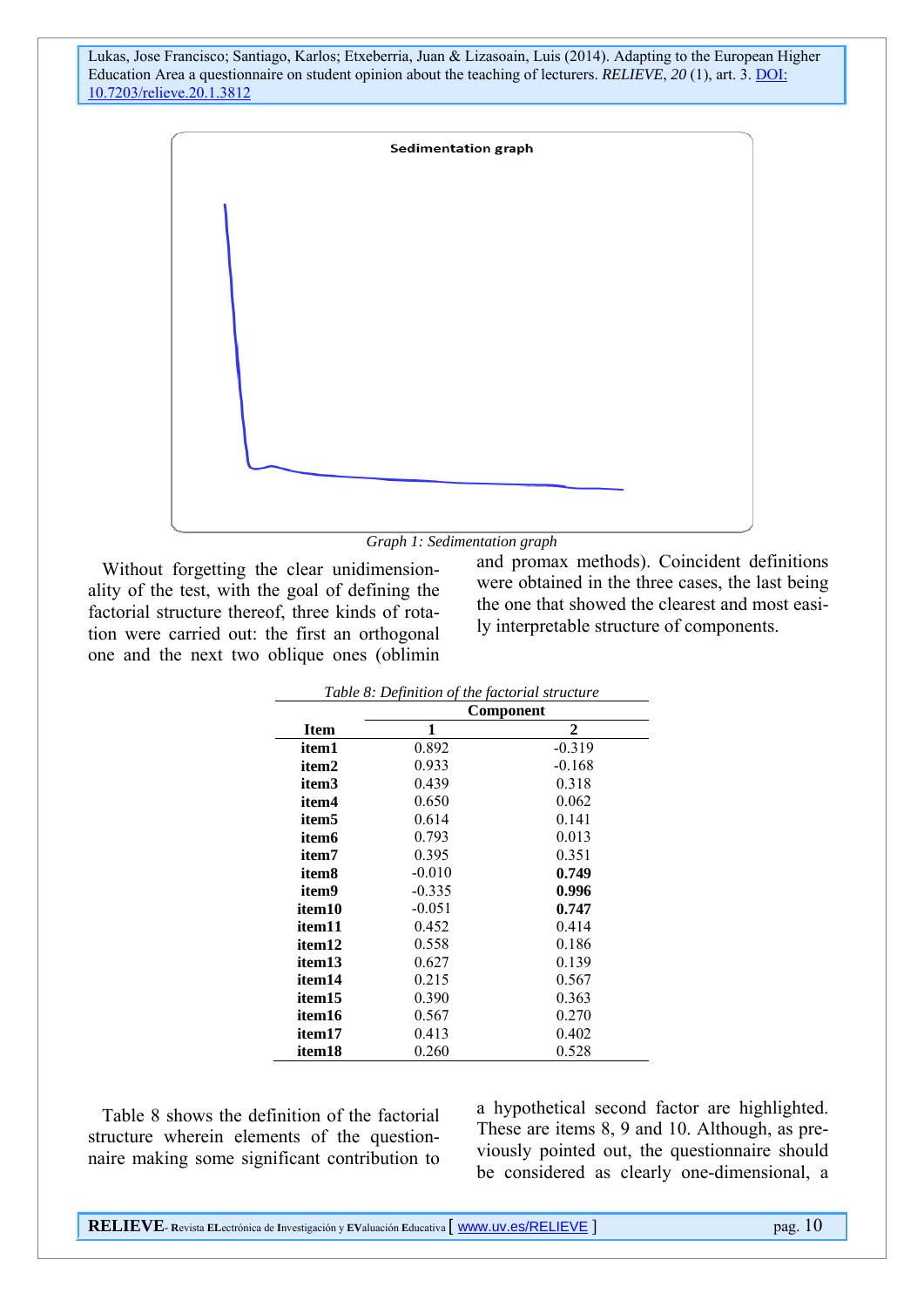Sedimentation graph

*Graph 1: Sedimentation graph*

Without forgetting the clear unidimensionality of the test, with the goal of defining the factorial structure thereof, three kinds of rotation were carried out: the first an orthogonal one and the next two oblique ones (oblimin and promax methods). Coincident definitions were obtained in the three cases, the last being the one that showed the clearest and most easily interpretable structure of components.

*Table 8: Definition of the factorial structure*

| Item | Component | |
|---|---|---|
| | 1 | 2 |
| **item1** | 0.892 | -0.319 |
| **item2** | 0.933 | -0.168 |
| **item3** | 0.439 | 0.318 |
| **item4** | 0.650 | 0.062 |
| **item5** | 0.614 | 0.141 |
| **item6** | 0.793 | 0.013 |
| **item7** | 0.395 | 0.351 |
| **item8** | -0.010 | **0.749** |
| **item9** | -0.335 | **0.996** |
| **item10** | -0.051 | **0.747** |
| **item11** | 0.452 | 0.414 |
| **item12** | 0.558 | 0.186 |
| **item13** | 0.627 | 0.139 |
| **item14** | 0.215 | 0.567 |
| **item15** | 0.390 | 0.363 |
| **item16** | 0.567 | 0.270 |
| **item17** | 0.413 | 0.402 |
| **item18** | 0.260 | 0.528 |

Table 8 shows the definition of the factorial structure wherein elements of the questionnaire making some significant contribution to a hypothetical second factor are highlighted. These are items 8, 9 and 10. Although, as previously pointed out, the questionnaire should be considered as clearly one-dimensional, a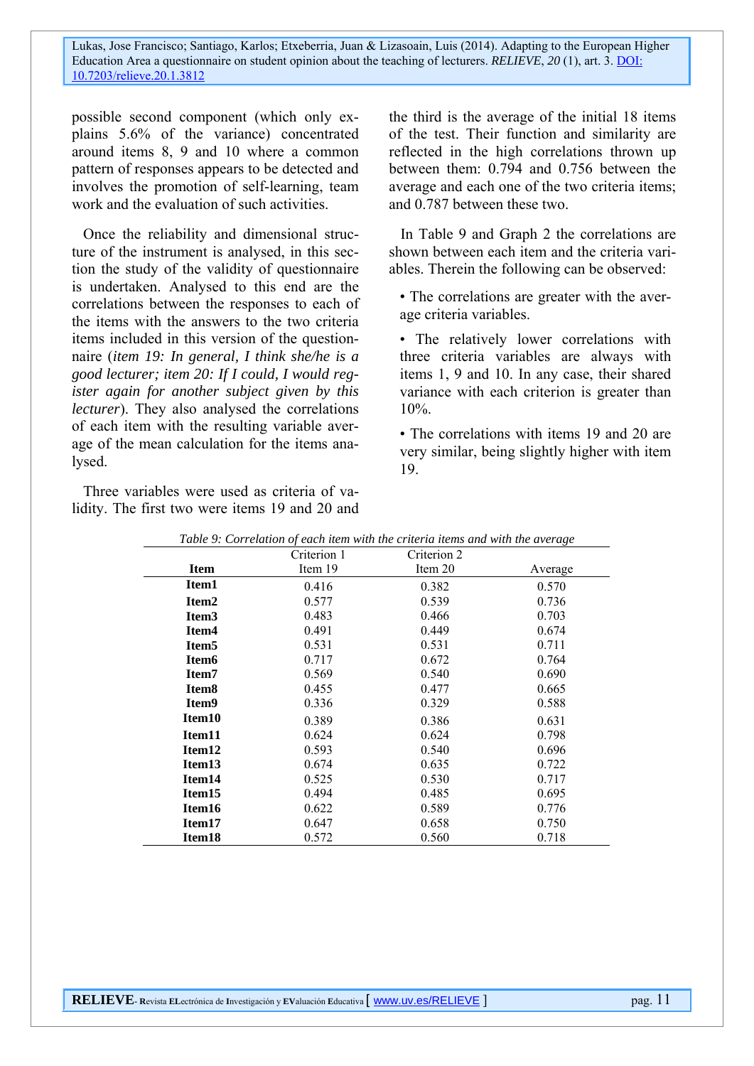possible second component (which only explains 5.6% of the variance) concentrated around items 8, 9 and 10 where a common pattern of responses appears to be detected and involves the promotion of self-learning, team work and the evaluation of such activities.

Once the reliability and dimensional structure of the instrument is analysed, in this section the study of the validity of questionnaire is undertaken. Analysed to this end are the correlations between the responses to each of the items with the answers to the two criteria items included in this version of the questionnaire (*item 19: In general, I think she/he is a good lecturer; item 20: If I could, I would register again for another subject given by this lecturer*). They also analysed the correlations of each item with the resulting variable average of the mean calculation for the items analysed.

Three variables were used as criteria of validity. The first two were items 19 and 20 and the third is the average of the initial 18 items of the test. Their function and similarity are reflected in the high correlations thrown up between them: 0.794 and 0.756 between the average and each one of the two criteria items; and 0.787 between these two.

In Table 9 and Graph 2 the correlations are shown between each item and the criteria variables. Therein the following can be observed:

- The correlations are greater with the average criteria variables.
- The relatively lower correlations with three criteria variables are always with items 1, 9 and 10. In any case, their shared variance with each criterion is greater than 10%.
- The correlations with items 19 and 20 are very similar, being slightly higher with item 19.

*Table 9: Correlation of each item with the criteria items and with the average*

| Item | Criterion 1 Item 19 | Criterion 2 Item 20 | Average |
|---|---|---|---|
| **Item1** | 0.416 | 0.382 | 0.570 |
| **Item2** | 0.577 | 0.539 | 0.736 |
| **Item3** | 0.483 | 0.466 | 0.703 |
| **Item4** | 0.491 | 0.449 | 0.674 |
| **Item5** | 0.531 | 0.531 | 0.711 |
| **Item6** | 0.717 | 0.672 | 0.764 |
| **Item7** | 0.569 | 0.540 | 0.690 |
| **Item8** | 0.455 | 0.477 | 0.665 |
| **Item9** | 0.336 | 0.329 | 0.588 |
| **Item10** | 0.389 | 0.386 | 0.631 |
| **Item11** | 0.624 | 0.624 | 0.798 |
| **Item12** | 0.593 | 0.540 | 0.696 |
| **Item13** | 0.674 | 0.635 | 0.722 |
| **Item14** | 0.525 | 0.530 | 0.717 |
| **Item15** | 0.494 | 0.485 | 0.695 |
| **Item16** | 0.622 | 0.589 | 0.776 |
| **Item17** | 0.647 | 0.658 | 0.750 |
| **Item18** | 0.572 | 0.560 | 0.718 |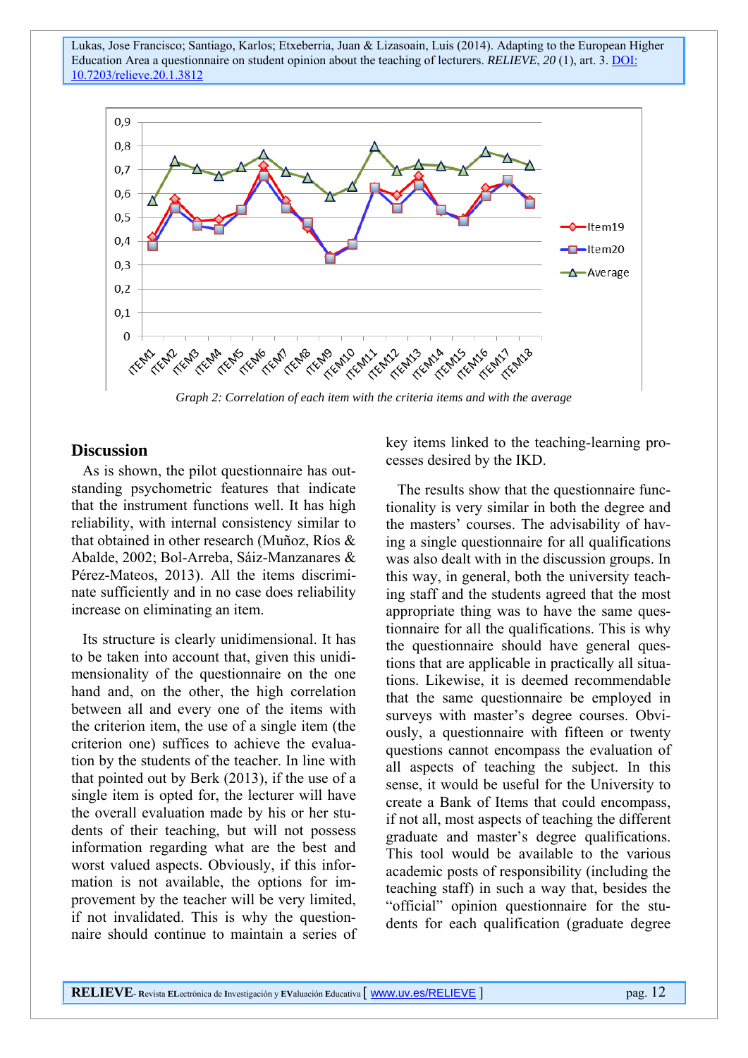Graph 2: Correlation of each item with the criteria items and with the average

## Discussion

As is shown, the pilot questionnaire has outstanding psychometric features that indicate that the instrument functions well. It has high reliability, with internal consistency similar to that obtained in other research (Muñoz, Ríos & Abalde, 2002; Bol-Arreba, Sáiz-Manzanares & Pérez-Mateos, 2013). All the items discriminate sufficiently and in no case does reliability increase on eliminating an item.

Its structure is clearly unidimensional. It has to be taken into account that, given this unidimensionality of the questionnaire on the one hand and, on the other, the high correlation between all and every one of the items with the criterion item, the use of a single item (the criterion one) suffices to achieve the evaluation by the students of the teacher. In line with that pointed out by Berk (2013), if the use of a single item is opted for, the lecturer will have the overall evaluation made by his or her students of their teaching, but will not possess information regarding what are the best and worst valued aspects. Obviously, if this information is not available, the options for improvement by the teacher will be very limited, if not invalidated. This is why the questionnaire should continue to maintain a series of key items linked to the teaching-learning processes desired by the IKD.

The results show that the questionnaire functionality is very similar in both the degree and the masters' courses. The advisability of having a single questionnaire for all qualifications was also dealt with in the discussion groups. In this way, in general, both the university teaching staff and the students agreed that the most appropriate thing was to have the same questionnaire for all the qualifications. This is why the questionnaire should have general questions that are applicable in practically all situations. Likewise, it is deemed recommendable that the same questionnaire be employed in surveys with master's degree courses. Obviously, a questionnaire with fifteen or twenty questions cannot encompass the evaluation of all aspects of teaching the subject. In this sense, it would be useful for the University to create a Bank of Items that could encompass, if not all, most aspects of teaching the different graduate and master's degree qualifications. This tool would be available to the various academic posts of responsibility (including the teaching staff) in such a way that, besides the "official" opinion questionnaire for the students for each qualification (graduate degree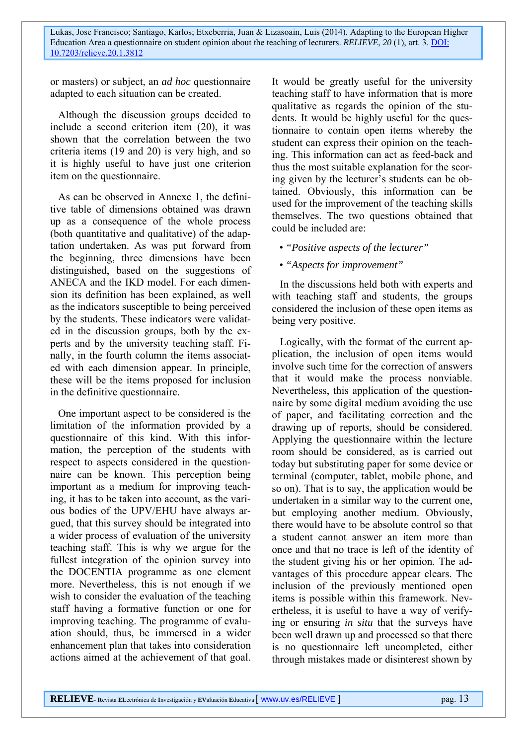or masters) or subject, an *ad hoc* questionnaire adapted to each situation can be created.

Although the discussion groups decided to include a second criterion item (20), it was shown that the correlation between the two criteria items (19 and 20) is very high, and so it is highly useful to have just one criterion item on the questionnaire.

As can be observed in Annexe 1, the definitive table of dimensions obtained was drawn up as a consequence of the whole process (both quantitative and qualitative) of the adaptation undertaken. As was put forward from the beginning, three dimensions have been distinguished, based on the suggestions of ANECA and the IKD model. For each dimension its definition has been explained, as well as the indicators susceptible to being perceived by the students. These indicators were validated in the discussion groups, both by the experts and by the university teaching staff. Finally, in the fourth column the items associated with each dimension appear. In principle, these will be the items proposed for inclusion in the definitive questionnaire.

One important aspect to be considered is the limitation of the information provided by a questionnaire of this kind. With this information, the perception of the students with respect to aspects considered in the questionnaire can be known. This perception being important as a medium for improving teaching, it has to be taken into account, as the various bodies of the UPV/EHU have always argued, that this survey should be integrated into a wider process of evaluation of the university teaching staff. This is why we argue for the fullest integration of the opinion survey into the DOCENTIA programme as one element more. Nevertheless, this is not enough if we wish to consider the evaluation of the teaching staff having a formative function or one for improving teaching. The programme of evaluation should, thus, be immersed in a wider enhancement plan that takes into consideration actions aimed at the achievement of that goal. It would be greatly useful for the university teaching staff to have information that is more qualitative as regards the opinion of the students. It would be highly useful for the questionnaire to contain open items whereby the student can express their opinion on the teaching. This information can act as feed-back and thus the most suitable explanation for the scoring given by the lecturer's students can be obtained. Obviously, this information can be used for the improvement of the teaching skills themselves. The two questions obtained that could be included are:

- *"Positive aspects of the lecturer"*
- *"Aspects for improvement"*

In the discussions held both with experts and with teaching staff and students, the groups considered the inclusion of these open items as being very positive.

Logically, with the format of the current application, the inclusion of open items would involve such time for the correction of answers that it would make the process nonviable. Nevertheless, this application of the questionnaire by some digital medium avoiding the use of paper, and facilitating correction and the drawing up of reports, should be considered. Applying the questionnaire within the lecture room should be considered, as is carried out today but substituting paper for some device or terminal (computer, tablet, mobile phone, and so on). That is to say, the application would be undertaken in a similar way to the current one, but employing another medium. Obviously, there would have to be absolute control so that a student cannot answer an item more than once and that no trace is left of the identity of the student giving his or her opinion. The advantages of this procedure appear clears. The inclusion of the previously mentioned open items is possible within this framework. Nevertheless, it is useful to have a way of verifying or ensuring *in situ* that the surveys have been well drawn up and processed so that there is no questionnaire left uncompleted, either through mistakes made or disinterest shown by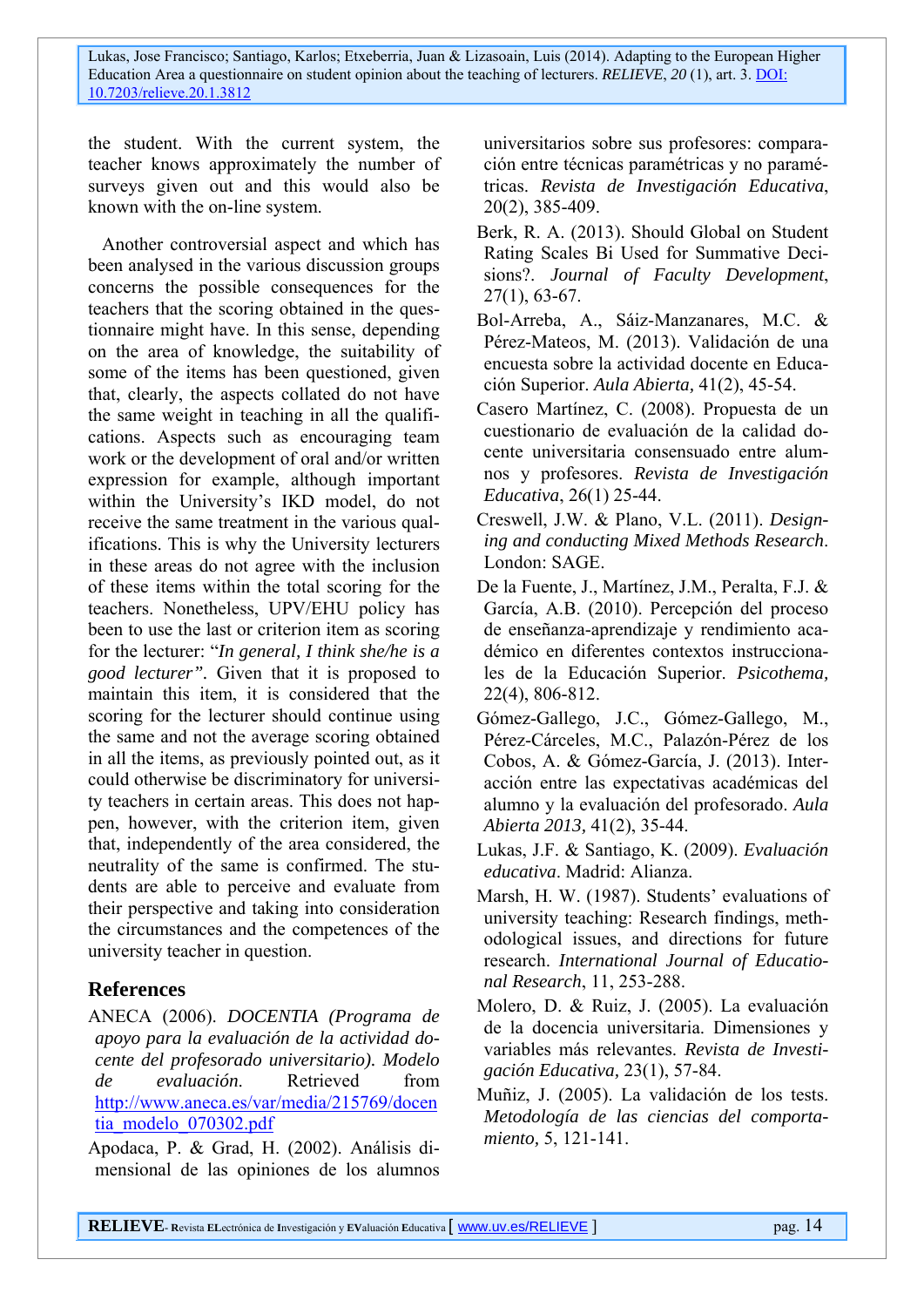the student. With the current system, the teacher knows approximately the number of surveys given out and this would also be known with the on-line system.

Another controversial aspect and which has been analysed in the various discussion groups concerns the possible consequences for the teachers that the scoring obtained in the questionnaire might have. In this sense, depending on the area of knowledge, the suitability of some of the items has been questioned, given that, clearly, the aspects collated do not have the same weight in teaching in all the qualifications. Aspects such as encouraging team work or the development of oral and/or written expression for example, although important within the University's IKD model, do not receive the same treatment in the various qualifications. This is why the University lecturers in these areas do not agree with the inclusion of these items within the total scoring for the teachers. Nonetheless, UPV/EHU policy has been to use the last or criterion item as scoring for the lecturer: "*In general, I think she/he is a good lecturer"*. Given that it is proposed to maintain this item, it is considered that the scoring for the lecturer should continue using the same and not the average scoring obtained in all the items, as previously pointed out, as it could otherwise be discriminatory for university teachers in certain areas. This does not happen, however, with the criterion item, given that, independently of the area considered, the neutrality of the same is confirmed. The students are able to perceive and evaluate from their perspective and taking into consideration the circumstances and the competences of the university teacher in question.

## References

ANECA (2006). *DOCENTIA (Programa de apoyo para la evaluación de la actividad docente del profesorado universitario). Modelo de evaluación*. Retrieved from http://www.aneca.es/var/media/215769/docentia_modelo_070302.pdf

Apodaca, P. & Grad, H. (2002). Análisis dimensional de las opiniones de los alumnos universitarios sobre sus profesores: comparación entre técnicas paramétricas y no paramétricas. *Revista de Investigación Educativa*, 20(2), 385-409.

Berk, R. A. (2013). Should Global on Student Rating Scales Bi Used for Summative Decisions?. *Journal of Faculty Development*, 27(1), 63-67.

Bol-Arreba, A., Sáiz-Manzanares, M.C. & Pérez-Mateos, M. (2013). Validación de una encuesta sobre la actividad docente en Educación Superior. *Aula Abierta,* 41(2), 45-54.

Casero Martínez, C. (2008). Propuesta de un cuestionario de evaluación de la calidad docente universitaria consensuado entre alumnos y profesores. *Revista de Investigación Educativa*, 26(1) 25-44.

Creswell, J.W. & Plano, V.L. (2011). *Designing and conducting Mixed Methods Research*. London: SAGE.

De la Fuente, J., Martínez, J.M., Peralta, F.J. & García, A.B. (2010). Percepción del proceso de enseñanza-aprendizaje y rendimiento académico en diferentes contextos instruccionales de la Educación Superior. *Psicothema,* 22(4), 806-812.

Gómez-Gallego, J.C., Gómez-Gallego, M., Pérez-Cárceles, M.C., Palazón-Pérez de los Cobos, A. & Gómez-García, J. (2013). Interacción entre las expectativas académicas del alumno y la evaluación del profesorado. *Aula Abierta 2013,* 41(2), 35-44.

Lukas, J.F. & Santiago, K. (2009). *Evaluación educativa*. Madrid: Alianza.

Marsh, H. W. (1987). Students' evaluations of university teaching: Research findings, methodological issues, and directions for future research. *International Journal of Educational Research*, 11, 253-288.

Molero, D. & Ruiz, J. (2005). La evaluación de la docencia universitaria. Dimensiones y variables más relevantes. *Revista de Investigación Educativa*, 23(1), 57-84.

Muñiz, J. (2005). La validación de los tests. *Metodología de las ciencias del comportamiento,* 5, 121-141.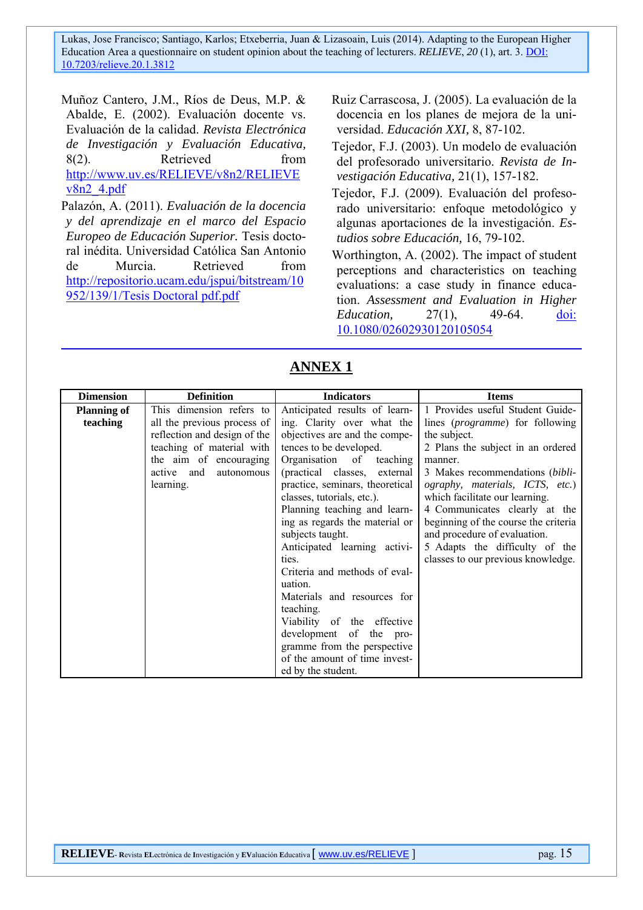Muñoz Cantero, J.M., Ríos de Deus, M.P. & Abalde, E. (2002). Evaluación docente vs. Evaluación de la calidad. *Revista Electrónica de Investigación y Evaluación Educativa,* 8(2). Retrieved from http://www.uv.es/RELIEVE/v8n2/RELIEVE v8n2_4.pdf

Palazón, A. (2011). *Evaluación de la docencia y del aprendizaje en el marco del Espacio Europeo de Educación Superior.* Tesis doctoral inédita. Universidad Católica San Antonio de Murcia. Retrieved from http://repositorio.ucam.edu/jspui/bitstream/10952/139/1/Tesis Doctoral pdf.pdf

Ruiz Carrascosa, J. (2005). La evaluación de la docencia en los planes de mejora de la universidad. *Educación XXI,* 8, 87-102.

Tejedor, F.J. (2003). Un modelo de evaluación del profesorado universitario. *Revista de Investigación Educativa,* 21(1), 157-182.

Tejedor, F.J. (2009). Evaluación del profesorado universitario: enfoque metodológico y algunas aportaciones de la investigación. *Estudios sobre Educación,* 16, 79-102.

Worthington, A. (2002). The impact of student perceptions and characteristics on teaching evaluations: a case study in finance education. *Assessment and Evaluation in Higher Education,* 27(1), 49-64. doi: 10.1080/02602930120105054

## ANNEX 1

| Dimension | Definition | Indicators | Items |
|---|---|---|---|
| **Planning of teaching** | This dimension refers to all the previous process of reflection and design of the teaching of material with the aim of encouraging active and autonomous learning. | Anticipated results of learning. Clarity over what the objectives are and the competences to be developed.<br>Organisation of teaching (practical classes, external practice, seminars, theoretical classes, tutorials, etc.).<br>Planning teaching and learning as regards the material or subjects taught.<br>Anticipated learning activities.<br>Criteria and methods of evaluation.<br>Materials and resources for teaching.<br>Viability of the effective development of the programme from the perspective of the amount of time invested by the student. | 1 Provides useful Student Guidelines (*programme*) for following the subject.<br>2 Plans the subject in an ordered manner.<br>3 Makes recommendations (*bibliography, materials, ICTS, etc.*) which facilitate our learning.<br>4 Communicates clearly at the beginning of the course the criteria and procedure of evaluation.<br>5 Adapts the difficulty of the classes to our previous knowledge. |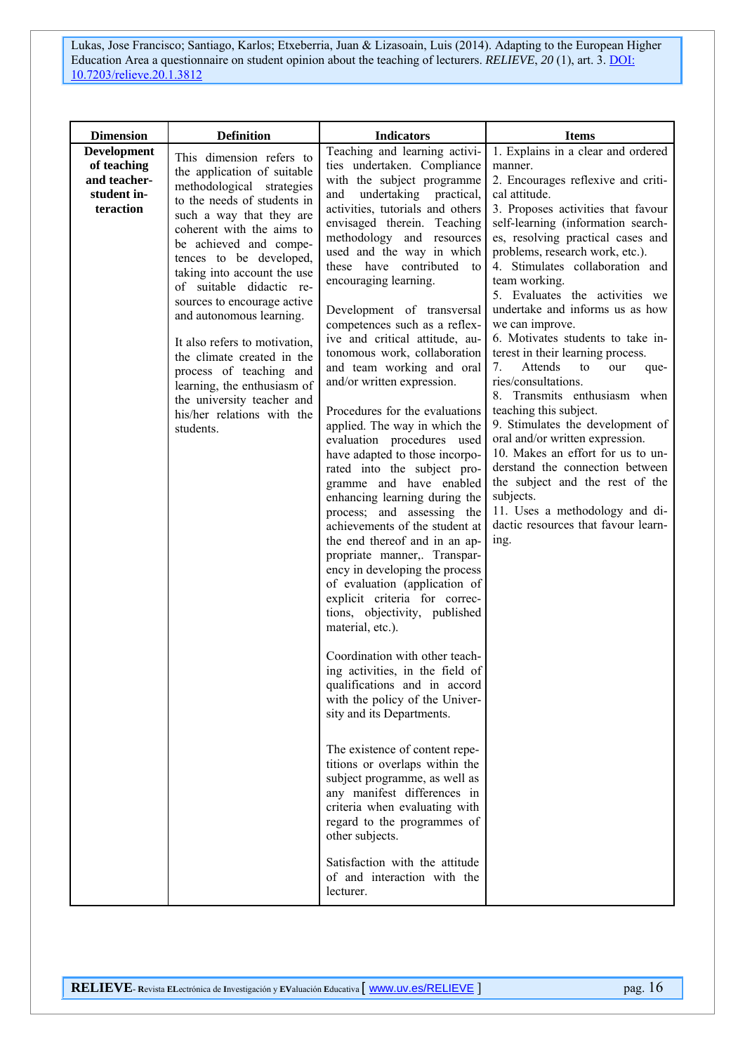| Dimension | Definition | Indicators | Items |
|---|---|---|---|
| **Development of teaching and teacher-student interaction** | This dimension refers to the application of suitable methodological strategies to the needs of students in such a way that they are coherent with the aims to be achieved and competences to be developed, taking into account the use of suitable didactic resources to encourage active and autonomous learning.<br><br>It also refers to motivation, the climate created in the process of teaching and learning, the enthusiasm of the university teacher and his/her relations with the students. | Teaching and learning activities undertaken. Compliance with the subject programme and undertaking practical, activities, tutorials and others envisaged therein. Teaching methodology and resources used and the way in which these have contributed to encouraging learning.<br><br>Development of transversal competences such as a reflexive and critical attitude, autonomous work, collaboration and team working and oral and/or written expression.<br><br>Procedures for the evaluations applied. The way in which the evaluation procedures used have adapted to those incorporated into the subject programme and have enabled enhancing learning during the process; and assessing the achievements of the student at the end thereof and in an appropriate manner,. Transparency in developing the process of evaluation (application of explicit criteria for corrections, objectivity, published material, etc.).<br><br>Coordination with other teaching activities, in the field of qualifications and in accord with the policy of the University and its Departments.<br><br>The existence of content repetitions or overlaps within the subject programme, as well as any manifest differences in criteria when evaluating with regard to the programmes of other subjects.<br><br>Satisfaction with the attitude of and interaction with the lecturer. | 1. Explains in a clear and ordered manner.<br>2. Encourages reflexive and critical attitude.<br>3. Proposes activities that favour self-learning (information searches, resolving practical cases and problems, research work, etc.).<br>4. Stimulates collaboration and team working.<br>5. Evaluates the activities we undertake and informs us as how we can improve.<br>6. Motivates students to take interest in their learning process.<br>7. Attends to our queries/consultations.<br>8. Transmits enthusiasm when teaching this subject.<br>9. Stimulates the development of oral and/or written expression.<br>10. Makes an effort for us to understand the connection between the subject and the rest of the subjects.<br>11. Uses a methodology and didactic resources that favour learning. |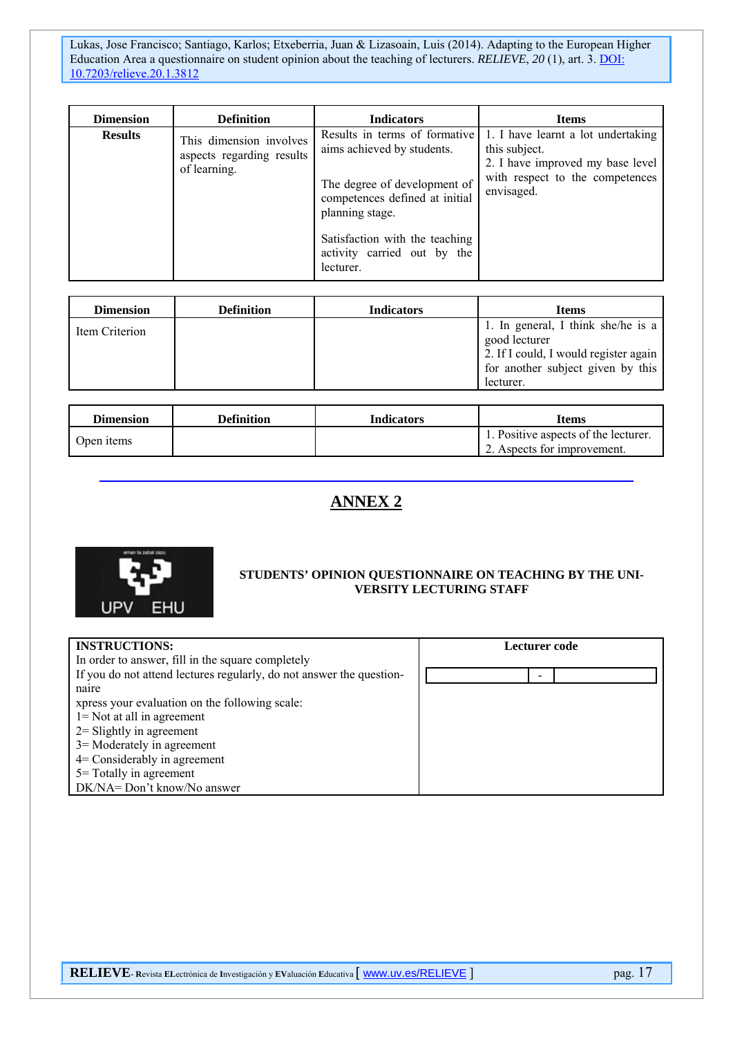| Dimension | Definition | Indicators | Items |
|---|---|---|---|
| **Results** | This dimension involves aspects regarding results of learning. | Results in terms of formative aims achieved by students.<br><br>The degree of development of competences defined at initial planning stage.<br><br>Satisfaction with the teaching activity carried out by the lecturer. | 1. I have learnt a lot undertaking this subject.<br>2. I have improved my base level with respect to the competences envisaged. |

| Dimension | Definition | Indicators | Items |
|---|---|---|---|
| Item Criterion | | | 1. In general, I think she/he is a good lecturer<br>2. If I could, I would register again for another subject given by this lecturer. |

| Dimension | Definition | Indicators | Items |
|---|---|---|---|
| Open items | | | 1. Positive aspects of the lecturer.<br>2. Aspects for improvement. |

# ANNEX 2

UPV EHU

**STUDENTS' OPINION QUESTIONNAIRE ON TEACHING BY THE UNIVERSITY LECTURING STAFF**

| **INSTRUCTIONS:**<br>In order to answer, fill in the square completely<br>If you do not attend lectures regularly, do not answer the questionnaire<br>xpress your evaluation on the following scale:<br>1= Not at all in agreement<br>2= Slightly in agreement<br>3= Moderately in agreement<br>4= Considerably in agreement<br>5= Totally in agreement<br>DK/NA= Don't know/No answer | **Lecturer code**<br><br>\_\_\_\_\_\_\_\_ - \_\_\_\_\_\_\_\_ |
|---|---|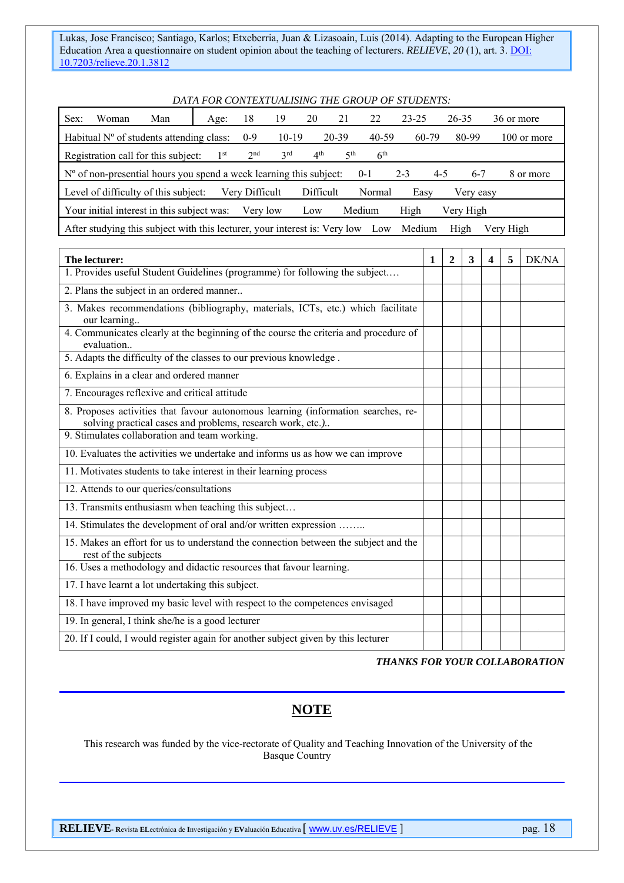*DATA FOR CONTEXTUALISING THE GROUP OF STUDENTS:*

| | |
|---|---|
| Sex: Woman Man | Age: 18 19 20 21 22 23-25 26-35 36 or more |
| Habitual Nº of students attending class: 0-9 10-19 20-39 40-59 60-79 80-99 100 or more | |
| Registration call for this subject: 1st 2nd 3rd 4th 5th 6th | |
| Nº of non-presential hours you spend a week learning this subject: 0-1 2-3 4-5 6-7 8 or more | |
| Level of difficulty of this subject: Very Difficult Difficult Normal Easy Very easy | |
| Your initial interest in this subject was: Very low Low Medium High Very High | |
| After studying this subject with this lecturer, your interest is: Very low Low Medium High Very High | |

| **The lecturer:** | **1** | **2** | **3** | **4** | **5** | DK/NA |
|---|---|---|---|---|---|---|
| 1. Provides useful Student Guidelines (programme) for following the subject…. | | | | | | |
| 2. Plans the subject in an ordered manner.. | | | | | | |
| 3. Makes recommendations (bibliography, materials, ICTs, etc.) which facilitate our learning.. | | | | | | |
| 4. Communicates clearly at the beginning of the course the criteria and procedure of evaluation.. | | | | | | |
| 5. Adapts the difficulty of the classes to our previous knowledge . | | | | | | |
| 6. Explains in a clear and ordered manner | | | | | | |
| 7. Encourages reflexive and critical attitude | | | | | | |
| 8. Proposes activities that favour autonomous learning (information searches, re-solving practical cases and problems, research work, etc.).. | | | | | | |
| 9. Stimulates collaboration and team working. | | | | | | |
| 10. Evaluates the activities we undertake and informs us as how we can improve | | | | | | |
| 11. Motivates students to take interest in their learning process | | | | | | |
| 12. Attends to our queries/consultations | | | | | | |
| 13. Transmits enthusiasm when teaching this subject… | | | | | | |
| 14. Stimulates the development of oral and/or written expression …….. | | | | | | |
| 15. Makes an effort for us to understand the connection between the subject and the rest of the subjects | | | | | | |
| 16. Uses a methodology and didactic resources that favour learning. | | | | | | |
| 17. I have learnt a lot undertaking this subject. | | | | | | |
| 18. I have improved my basic level with respect to the competences envisaged | | | | | | |
| 19. In general, I think she/he is a good lecturer | | | | | | |
| 20. If I could, I would register again for another subject given by this lecturer | | | | | | |

***THANKS FOR YOUR COLLABORATION***

## NOTE

This research was funded by the vice-rectorate of Quality and Teaching Innovation of the University of the Basque Country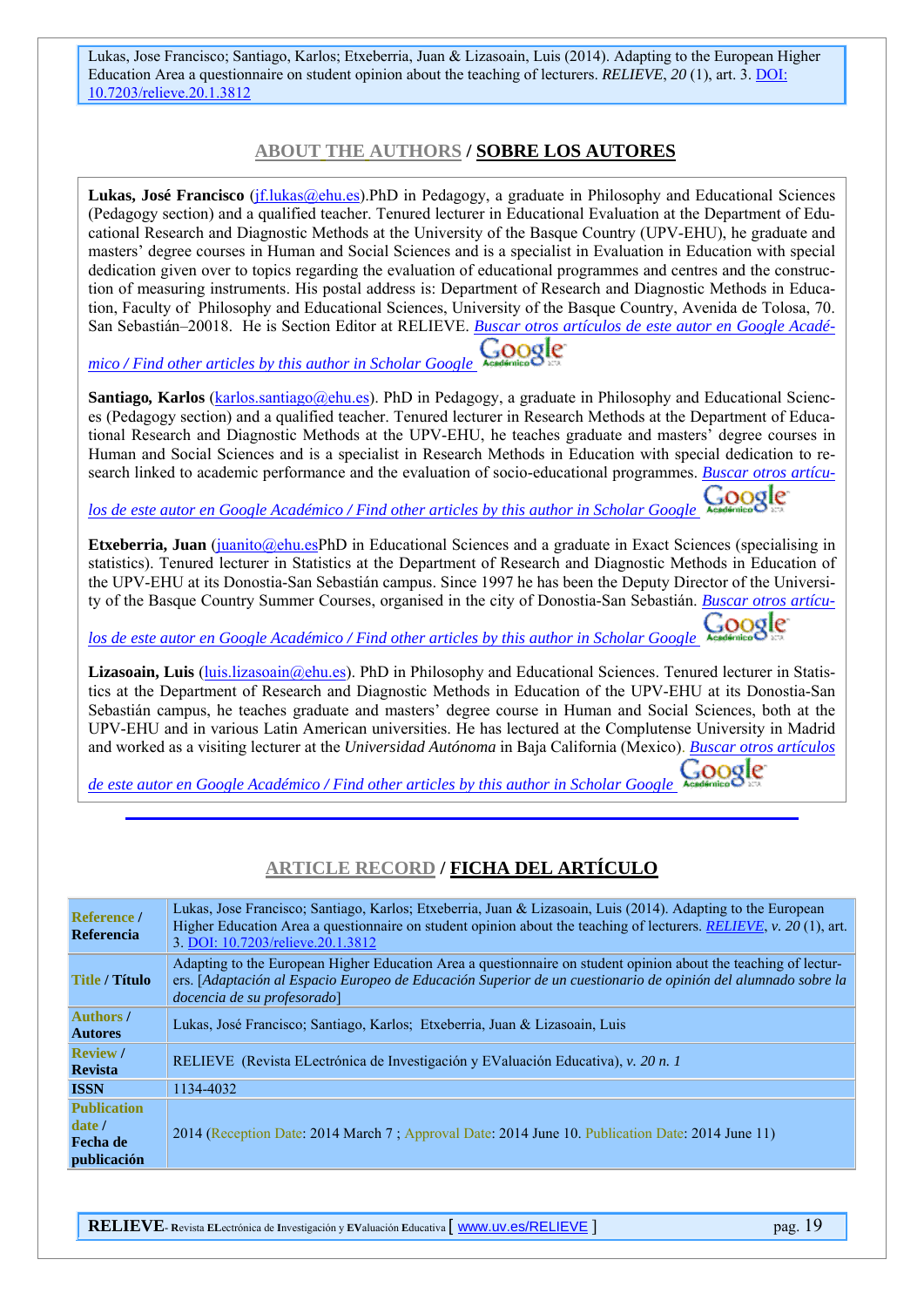Lukas, Jose Francisco; Santiago, Karlos; Etxeberria, Juan & Lizasoain, Luis (2014). Adapting to the European Higher Education Area a questionnaire on student opinion about the teaching of lecturers. *RELIEVE*, *20* (1), art. 3. DOI: 10.7203/relieve.20.1.3812

## ABOUT THE AUTHORS / SOBRE LOS AUTORES

**Lukas, José Francisco** (jf.lukas@ehu.es).PhD in Pedagogy, a graduate in Philosophy and Educational Sciences (Pedagogy section) and a qualified teacher. Tenured lecturer in Educational Evaluation at the Department of Educational Research and Diagnostic Methods at the University of the Basque Country (UPV-EHU), he graduate and masters' degree courses in Human and Social Sciences and is a specialist in Evaluation in Education with special dedication given over to topics regarding the evaluation of educational programmes and centres and the construction of measuring instruments. His postal address is: Department of Research and Diagnostic Methods in Education, Faculty of Philosophy and Educational Sciences, University of the Basque Country, Avenida de Tolosa, 70. San Sebastián–20018. He is Section Editor at RELIEVE. *Buscar otros artículos de este autor en Google Académico / Find other articles by this author in Scholar Google*

**Santiago, Karlos** (karlos.santiago@ehu.es). PhD in Pedagogy, a graduate in Philosophy and Educational Sciences (Pedagogy section) and a qualified teacher. Tenured lecturer in Research Methods at the Department of Educational Research and Diagnostic Methods at the UPV-EHU, he teaches graduate and masters' degree courses in Human and Social Sciences and is a specialist in Research Methods in Education with special dedication to research linked to academic performance and the evaluation of socio-educational programmes. *Buscar otros artículos de este autor en Google Académico / Find other articles by this author in Scholar Google*

**Etxeberria, Juan** (juanito@ehu.esPhD in Educational Sciences and a graduate in Exact Sciences (specialising in statistics). Tenured lecturer in Statistics at the Department of Research and Diagnostic Methods in Education of the UPV-EHU at its Donostia-San Sebastián campus. Since 1997 he has been the Deputy Director of the University of the Basque Country Summer Courses, organised in the city of Donostia-San Sebastián. *Buscar otros artículos de este autor en Google Académico / Find other articles by this author in Scholar Google*

**Lizasoain, Luis** (luis.lizasoain@ehu.es). PhD in Philosophy and Educational Sciences. Tenured lecturer in Statistics at the Department of Research and Diagnostic Methods in Education of the UPV-EHU at its Donostia-San Sebastián campus, he teaches graduate and masters' degree course in Human and Social Sciences, both at the UPV-EHU and in various Latin American universities. He has lectured at the Complutense University in Madrid and worked as a visiting lecturer at the *Universidad Autónoma* in Baja California (Mexico). *Buscar otros artículos de este autor en Google Académico / Find other articles by this author in Scholar Google*

## ARTICLE RECORD / FICHA DEL ARTÍCULO

| | |
|---|---|
| **Reference / Referencia** | Lukas, Jose Francisco; Santiago, Karlos; Etxeberria, Juan & Lizasoain, Luis (2014). Adapting to the European Higher Education Area a questionnaire on student opinion about the teaching of lecturers. *RELIEVE*, *v. 20* (1), art. 3. DOI: 10.7203/relieve.20.1.3812 |
| **Title / Título** | Adapting to the European Higher Education Area a questionnaire on student opinion about the teaching of lecturers. [*Adaptación al Espacio Europeo de Educación Superior de un cuestionario de opinión del alumnado sobre la docencia de su profesorado*] |
| **Authors / Autores** | Lukas, José Francisco; Santiago, Karlos; Etxeberria, Juan & Lizasoain, Luis |
| **Review / Revista** | RELIEVE (Revista ELectrónica de Investigación y EValuación Educativa), *v. 20 n. 1* |
| **ISSN** | 1134-4032 |
| **Publication date / Fecha de publicación** | 2014 (Reception Date: 2014 March 7 ; Approval Date: 2014 June 10. Publication Date: 2014 June 11) |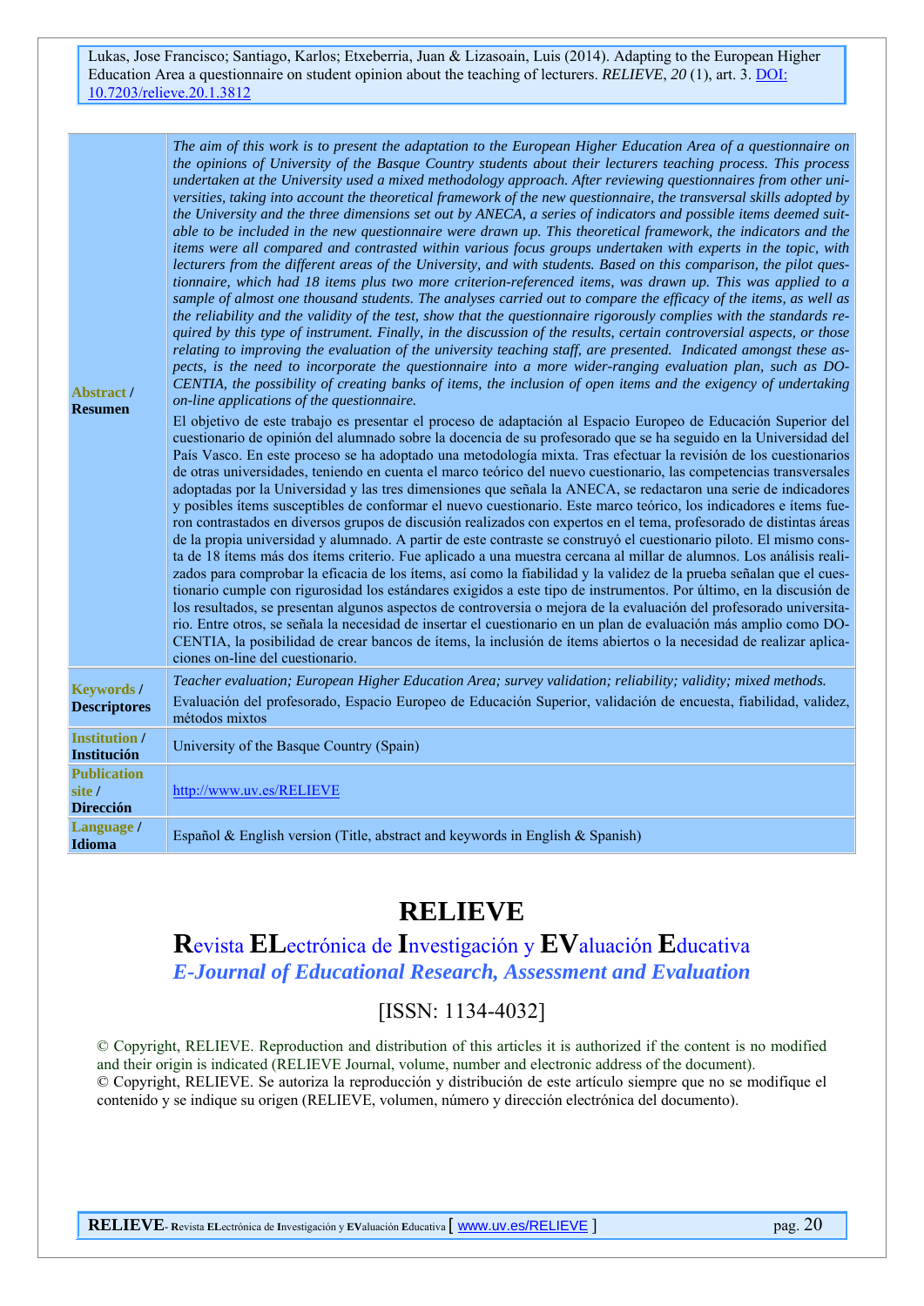Lukas, Jose Francisco; Santiago, Karlos; Etxeberria, Juan & Lizasoain, Luis (2014). Adapting to the European Higher Education Area a questionnaire on student opinion about the teaching of lecturers. *RELIEVE*, *20* (1), art. 3. DOI: 10.7203/relieve.20.1.3812

| | |
|---|---|
| **Abstract / Resumen** | *The aim of this work is to present the adaptation to the European Higher Education Area of a questionnaire on the opinions of University of the Basque Country students about their lecturers teaching process. This process undertaken at the University used a mixed methodology approach. After reviewing questionnaires from other universities, taking into account the theoretical framework of the new questionnaire, the transversal skills adopted by the University and the three dimensions set out by ANECA, a series of indicators and possible items deemed suitable to be included in the new questionnaire were drawn up. This theoretical framework, the indicators and the items were all compared and contrasted within various focus groups undertaken with experts in the topic, with lecturers from the different areas of the University, and with students. Based on this comparison, the pilot questionnaire, which had 18 items plus two more criterion-referenced items, was drawn up. This was applied to a sample of almost one thousand students. The analyses carried out to compare the efficacy of the items, as well as the reliability and the validity of the test, show that the questionnaire rigorously complies with the standards required by this type of instrument. Finally, in the discussion of the results, certain controversial aspects, or those relating to improving the evaluation of the university teaching staff, are presented. Indicated amongst these aspects, is the need to incorporate the questionnaire into a more wider-ranging evaluation plan, such as DOCENTIA, the possibility of creating banks of items, the inclusion of open items and the exigency of undertaking on-line applications of the questionnaire.*<br>El objetivo de este trabajo es presentar el proceso de adaptación al Espacio Europeo de Educación Superior del cuestionario de opinión del alumnado sobre la docencia de su profesorado que se ha seguido en la Universidad del País Vasco. En este proceso se ha adoptado una metodología mixta. Tras efectuar la revisión de los cuestionarios de otras universidades, teniendo en cuenta el marco teórico del nuevo cuestionario, las competencias transversales adoptadas por la Universidad y las tres dimensiones que señala la ANECA, se redactaron una serie de indicadores y posibles ítems susceptibles de conformar el nuevo cuestionario. Este marco teórico, los indicadores e ítems fueron contrastados en diversos grupos de discusión realizados con expertos en el tema, profesorado de distintas áreas de la propia universidad y alumnado. A partir de este contraste se construyó el cuestionario piloto. El mismo consta de 18 ítems más dos ítems criterio. Fue aplicado a una muestra cercana al millar de alumnos. Los análisis realizados para comprobar la eficacia de los ítems, así como la fiabilidad y la validez de la prueba señalan que el cuestionario cumple con rigurosidad los estándares exigidos a este tipo de instrumentos. Por último, en la discusión de los resultados, se presentan algunos aspectos de controversia o mejora de la evaluación del profesorado universitario. Entre otros, se señala la necesidad de insertar el cuestionario en un plan de evaluación más amplio como DOCENTIA, la posibilidad de crear bancos de ítems, la inclusión de ítems abiertos o la necesidad de realizar aplicaciones on-line del cuestionario. |
| **Keywords / Descriptores** | *Teacher evaluation; European Higher Education Area; survey validation; reliability; validity; mixed methods.*<br>Evaluación del profesorado, Espacio Europeo de Educación Superior, validación de encuesta, fiabilidad, validez, métodos mixtos |
| **Institution / Institución** | University of the Basque Country (Spain) |
| **Publication site / Dirección** | http://www.uv.es/RELIEVE |
| **Language / Idioma** | Español & English version (Title, abstract and keywords in English & Spanish) |

# RELIEVE

## Revista ELectrónica de Investigación y EValuación Educativa

### *E-Journal of Educational Research, Assessment and Evaluation*

[ISSN: 1134-4032]

© Copyright, RELIEVE. Reproduction and distribution of this articles it is authorized if the content is no modified and their origin is indicated (RELIEVE Journal, volume, number and electronic address of the document).
© Copyright, RELIEVE. Se autoriza la reproducción y distribución de este artículo siempre que no se modifique el contenido y se indique su origen (RELIEVE, volumen, número y dirección electrónica del documento).